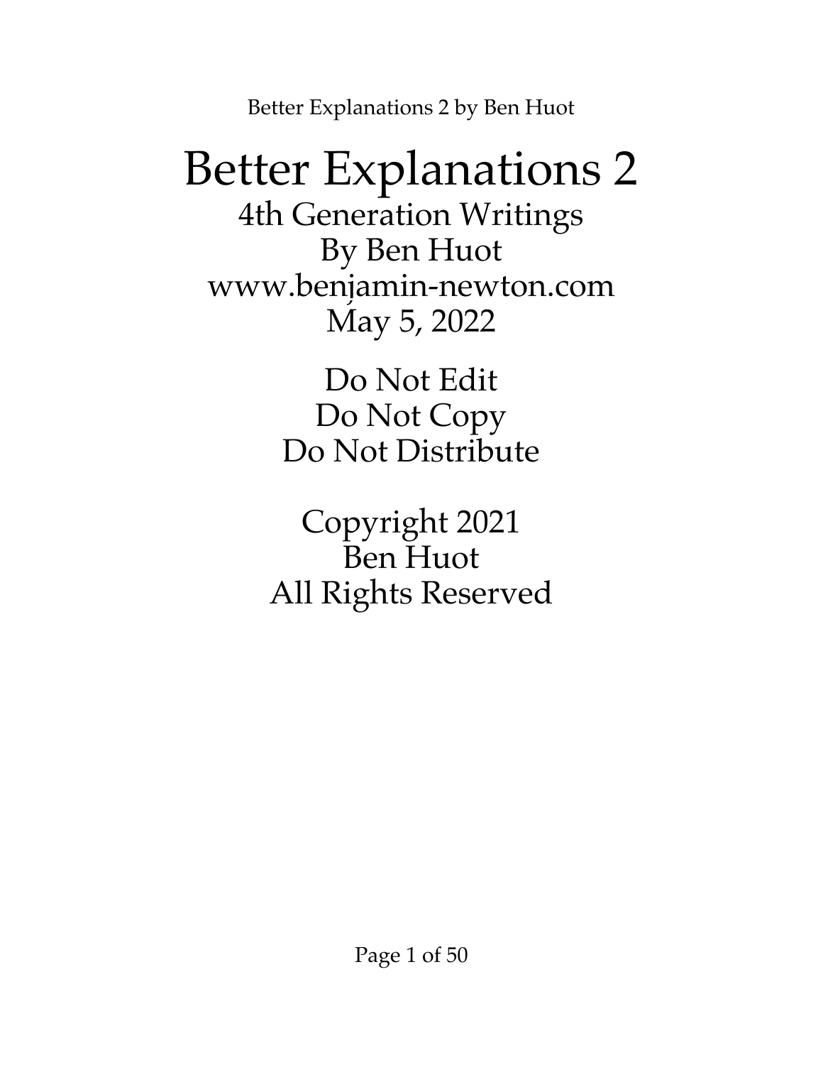# Better Explanations 2

4th Generation Writings
By Ben Huot
www.benjamin-newton.com
May 5, 2022

Do Not Edit
Do Not Copy
Do Not Distribute

Copyright 2021
Ben Huot
All Rights Reserved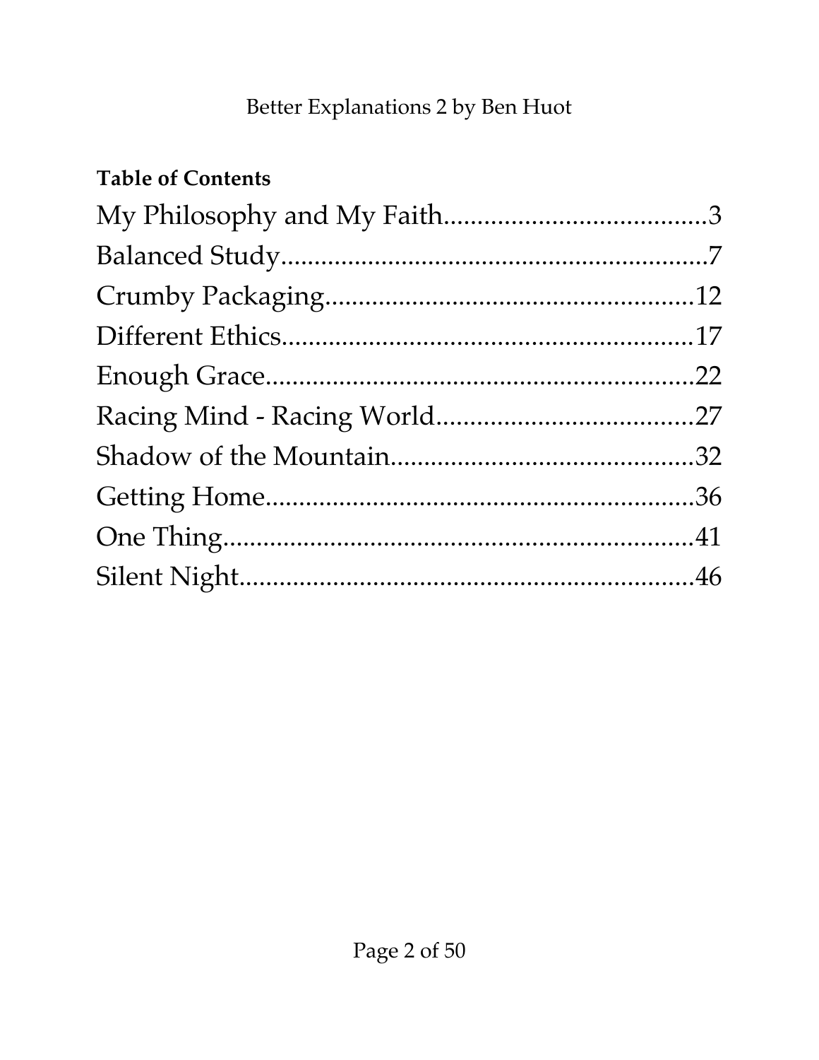**Table of Contents**

My Philosophy and My Faith.......................................3
Balanced Study...............................................................7
Crumby Packaging......................................................12
Different Ethics.............................................................17
Enough Grace...............................................................22
Racing Mind - Racing World......................................27
Shadow of the Mountain............................................32
Getting Home...............................................................36
One Thing.....................................................................41
Silent Night...................................................................46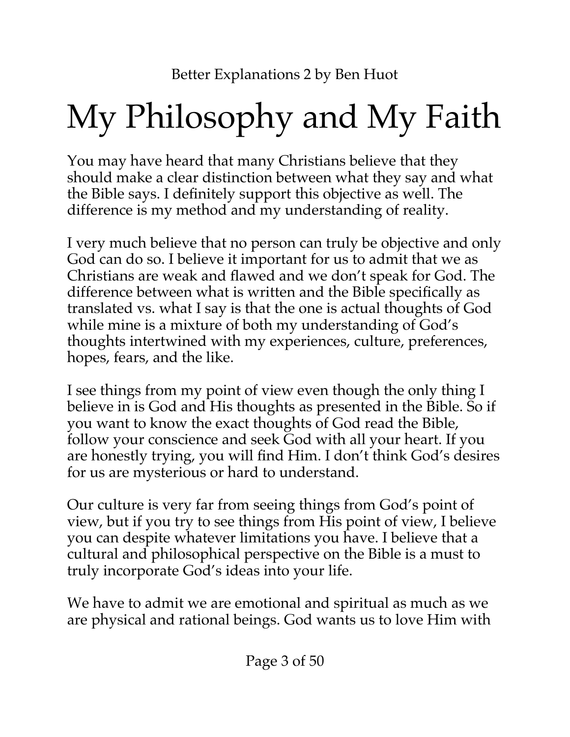# My Philosophy and My Faith

You may have heard that many Christians believe that they should make a clear distinction between what they say and what the Bible says. I definitely support this objective as well. The difference is my method and my understanding of reality.

I very much believe that no person can truly be objective and only God can do so. I believe it important for us to admit that we as Christians are weak and flawed and we don't speak for God. The difference between what is written and the Bible specifically as translated vs. what I say is that the one is actual thoughts of God while mine is a mixture of both my understanding of God's thoughts intertwined with my experiences, culture, preferences, hopes, fears, and the like.

I see things from my point of view even though the only thing I believe in is God and His thoughts as presented in the Bible. So if you want to know the exact thoughts of God read the Bible, follow your conscience and seek God with all your heart. If you are honestly trying, you will find Him. I don't think God's desires for us are mysterious or hard to understand.

Our culture is very far from seeing things from God's point of view, but if you try to see things from His point of view, I believe you can despite whatever limitations you have. I believe that a cultural and philosophical perspective on the Bible is a must to truly incorporate God's ideas into your life.

We have to admit we are emotional and spiritual as much as we are physical and rational beings. God wants us to love Him with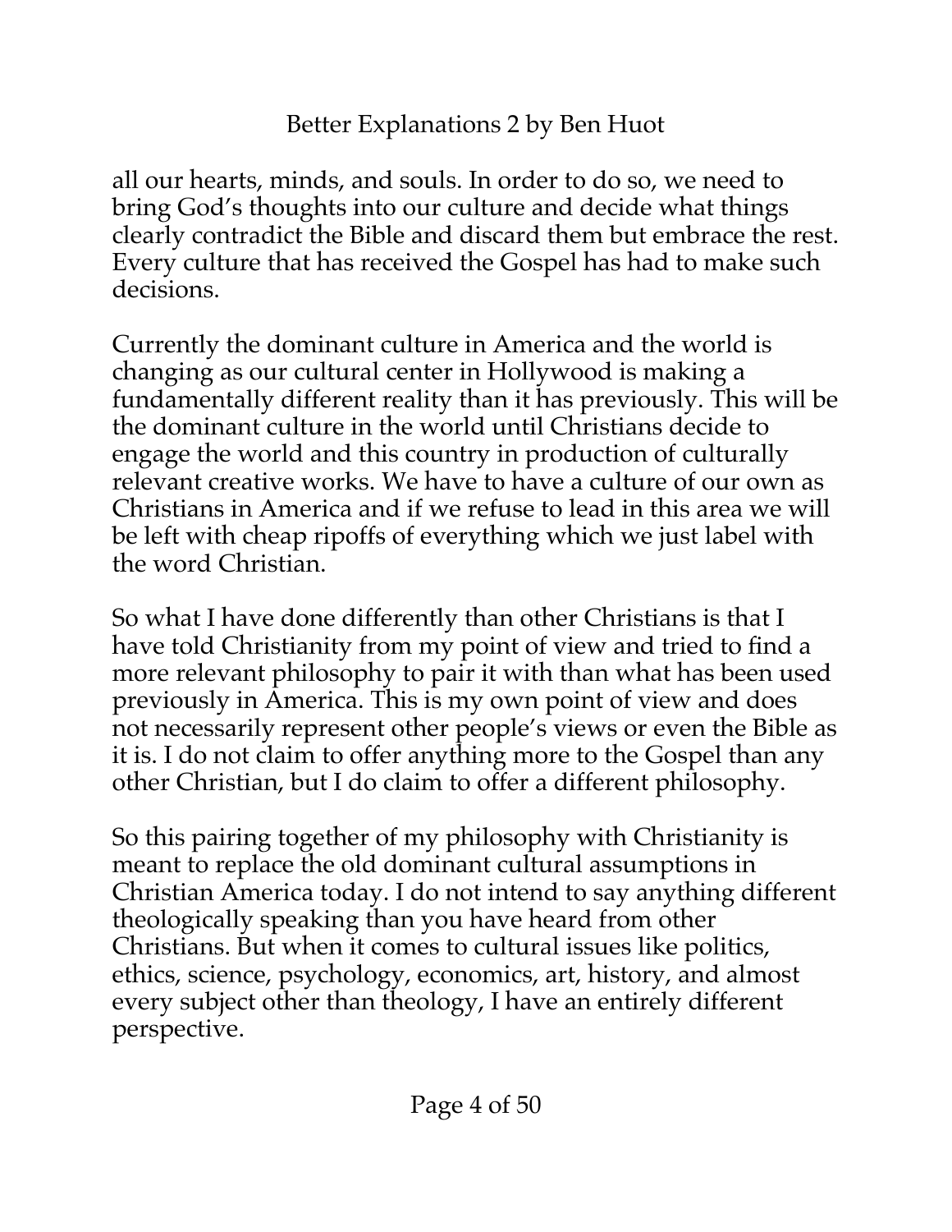all our hearts, minds, and souls. In order to do so, we need to bring God's thoughts into our culture and decide what things clearly contradict the Bible and discard them but embrace the rest. Every culture that has received the Gospel has had to make such decisions.

Currently the dominant culture in America and the world is changing as our cultural center in Hollywood is making a fundamentally different reality than it has previously. This will be the dominant culture in the world until Christians decide to engage the world and this country in production of culturally relevant creative works. We have to have a culture of our own as Christians in America and if we refuse to lead in this area we will be left with cheap ripoffs of everything which we just label with the word Christian.

So what I have done differently than other Christians is that I have told Christianity from my point of view and tried to find a more relevant philosophy to pair it with than what has been used previously in America. This is my own point of view and does not necessarily represent other people's views or even the Bible as it is. I do not claim to offer anything more to the Gospel than any other Christian, but I do claim to offer a different philosophy.

So this pairing together of my philosophy with Christianity is meant to replace the old dominant cultural assumptions in Christian America today. I do not intend to say anything different theologically speaking than you have heard from other Christians. But when it comes to cultural issues like politics, ethics, science, psychology, economics, art, history, and almost every subject other than theology, I have an entirely different perspective.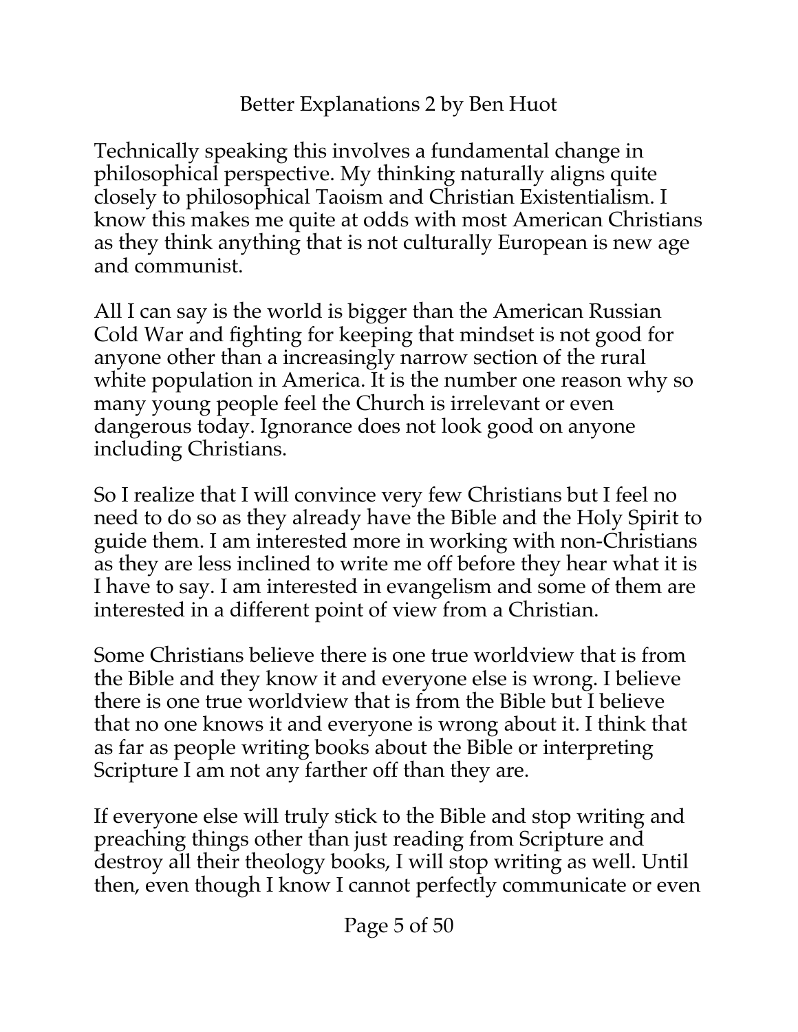Technically speaking this involves a fundamental change in philosophical perspective. My thinking naturally aligns quite closely to philosophical Taoism and Christian Existentialism. I know this makes me quite at odds with most American Christians as they think anything that is not culturally European is new age and communist.

All I can say is the world is bigger than the American Russian Cold War and fighting for keeping that mindset is not good for anyone other than a increasingly narrow section of the rural white population in America. It is the number one reason why so many young people feel the Church is irrelevant or even dangerous today. Ignorance does not look good on anyone including Christians.

So I realize that I will convince very few Christians but I feel no need to do so as they already have the Bible and the Holy Spirit to guide them. I am interested more in working with non-Christians as they are less inclined to write me off before they hear what it is I have to say. I am interested in evangelism and some of them are interested in a different point of view from a Christian.

Some Christians believe there is one true worldview that is from the Bible and they know it and everyone else is wrong. I believe there is one true worldview that is from the Bible but I believe that no one knows it and everyone is wrong about it. I think that as far as people writing books about the Bible or interpreting Scripture I am not any farther off than they are.

If everyone else will truly stick to the Bible and stop writing and preaching things other than just reading from Scripture and destroy all their theology books, I will stop writing as well. Until then, even though I know I cannot perfectly communicate or even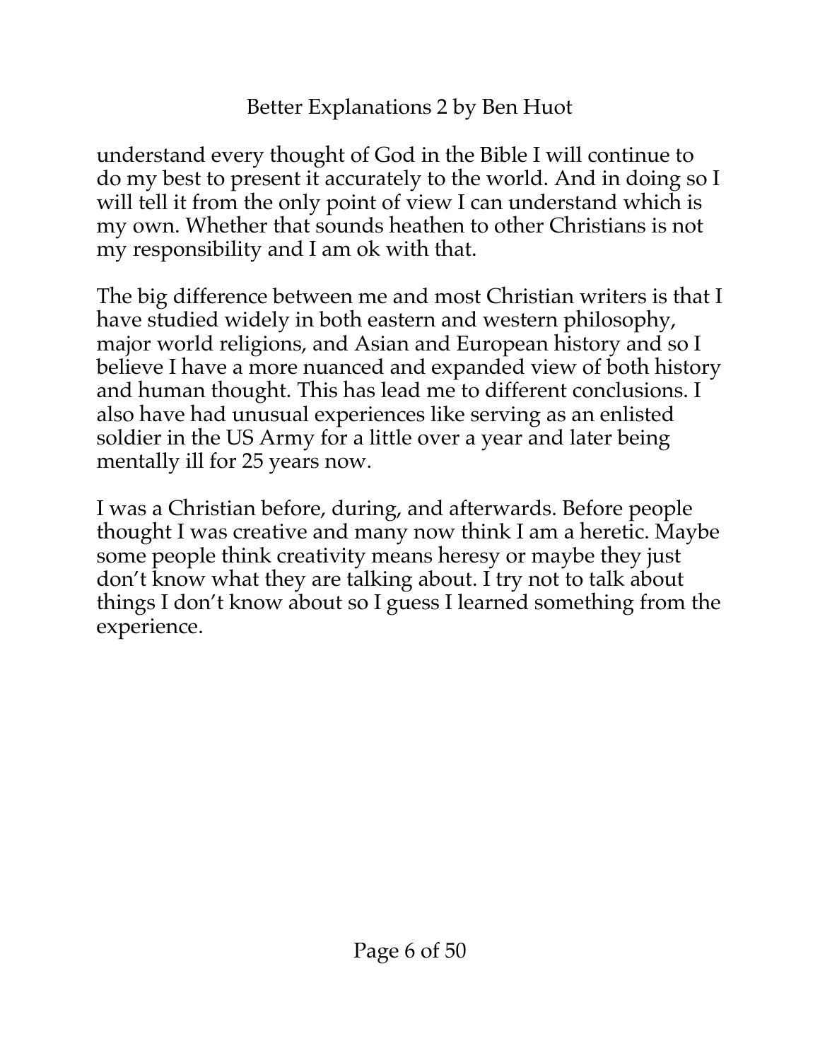understand every thought of God in the Bible I will continue to do my best to present it accurately to the world. And in doing so I will tell it from the only point of view I can understand which is my own. Whether that sounds heathen to other Christians is not my responsibility and I am ok with that.

The big difference between me and most Christian writers is that I have studied widely in both eastern and western philosophy, major world religions, and Asian and European history and so I believe I have a more nuanced and expanded view of both history and human thought. This has lead me to different conclusions. I also have had unusual experiences like serving as an enlisted soldier in the US Army for a little over a year and later being mentally ill for 25 years now.

I was a Christian before, during, and afterwards. Before people thought I was creative and many now think I am a heretic. Maybe some people think creativity means heresy or maybe they just don't know what they are talking about. I try not to talk about things I don't know about so I guess I learned something from the experience.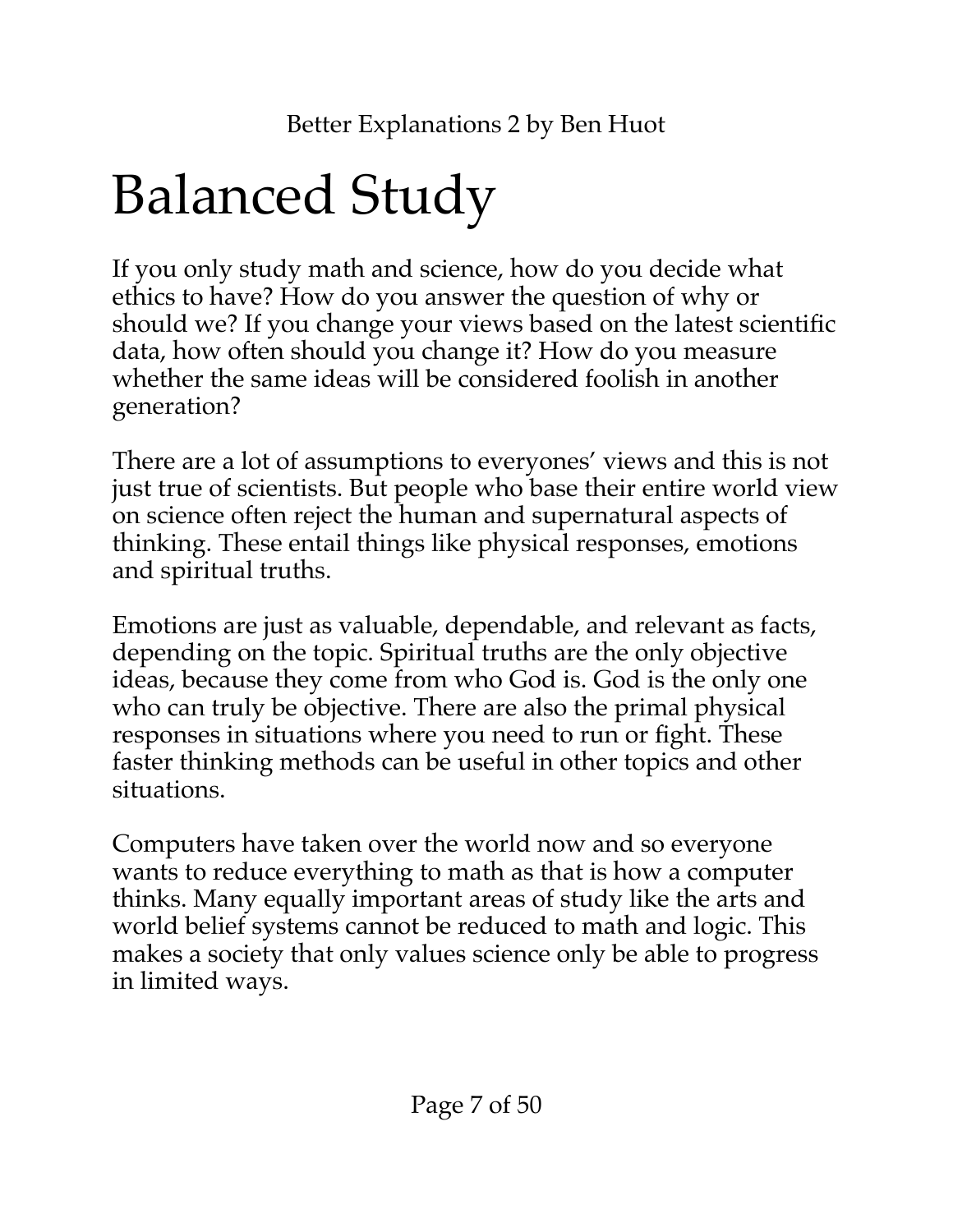# Balanced Study

If you only study math and science, how do you decide what ethics to have? How do you answer the question of why or should we? If you change your views based on the latest scientific data, how often should you change it? How do you measure whether the same ideas will be considered foolish in another generation?

There are a lot of assumptions to everyones' views and this is not just true of scientists. But people who base their entire world view on science often reject the human and supernatural aspects of thinking. These entail things like physical responses, emotions and spiritual truths.

Emotions are just as valuable, dependable, and relevant as facts, depending on the topic. Spiritual truths are the only objective ideas, because they come from who God is. God is the only one who can truly be objective. There are also the primal physical responses in situations where you need to run or fight. These faster thinking methods can be useful in other topics and other situations.

Computers have taken over the world now and so everyone wants to reduce everything to math as that is how a computer thinks. Many equally important areas of study like the arts and world belief systems cannot be reduced to math and logic. This makes a society that only values science only be able to progress in limited ways.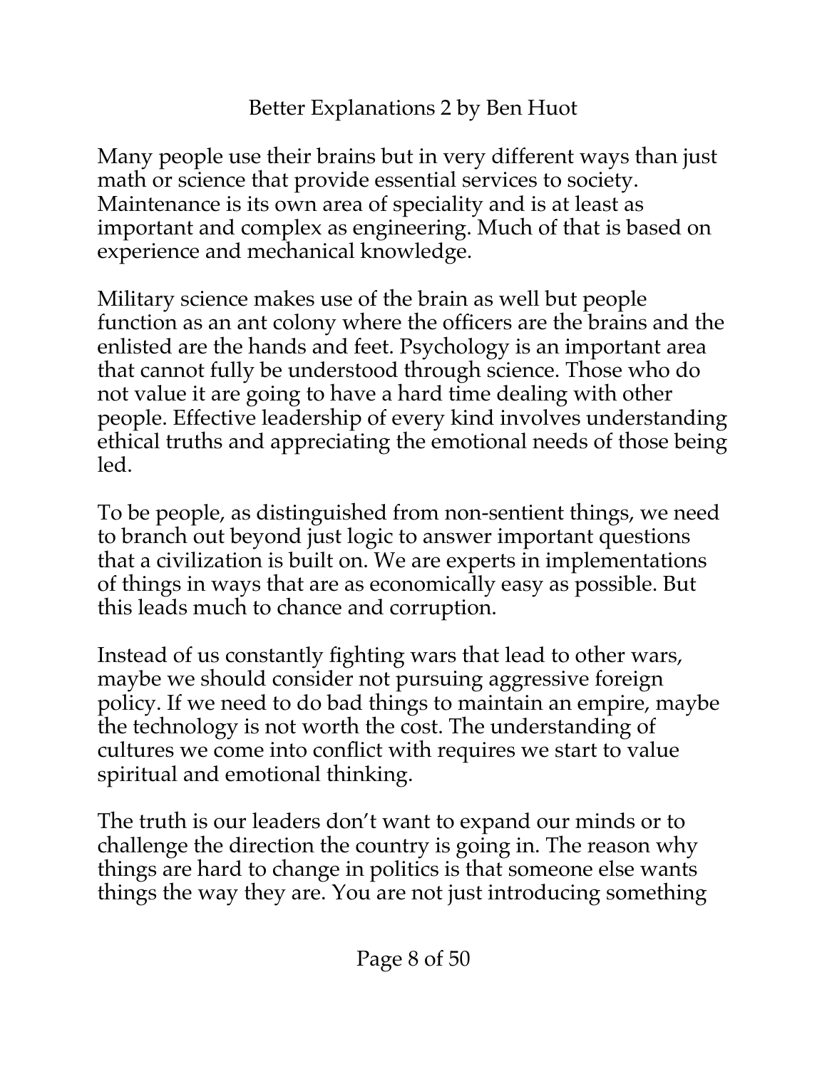Many people use their brains but in very different ways than just math or science that provide essential services to society. Maintenance is its own area of speciality and is at least as important and complex as engineering. Much of that is based on experience and mechanical knowledge.

Military science makes use of the brain as well but people function as an ant colony where the officers are the brains and the enlisted are the hands and feet. Psychology is an important area that cannot fully be understood through science. Those who do not value it are going to have a hard time dealing with other people. Effective leadership of every kind involves understanding ethical truths and appreciating the emotional needs of those being led.

To be people, as distinguished from non-sentient things, we need to branch out beyond just logic to answer important questions that a civilization is built on. We are experts in implementations of things in ways that are as economically easy as possible. But this leads much to chance and corruption.

Instead of us constantly fighting wars that lead to other wars, maybe we should consider not pursuing aggressive foreign policy. If we need to do bad things to maintain an empire, maybe the technology is not worth the cost. The understanding of cultures we come into conflict with requires we start to value spiritual and emotional thinking.

The truth is our leaders don't want to expand our minds or to challenge the direction the country is going in. The reason why things are hard to change in politics is that someone else wants things the way they are. You are not just introducing something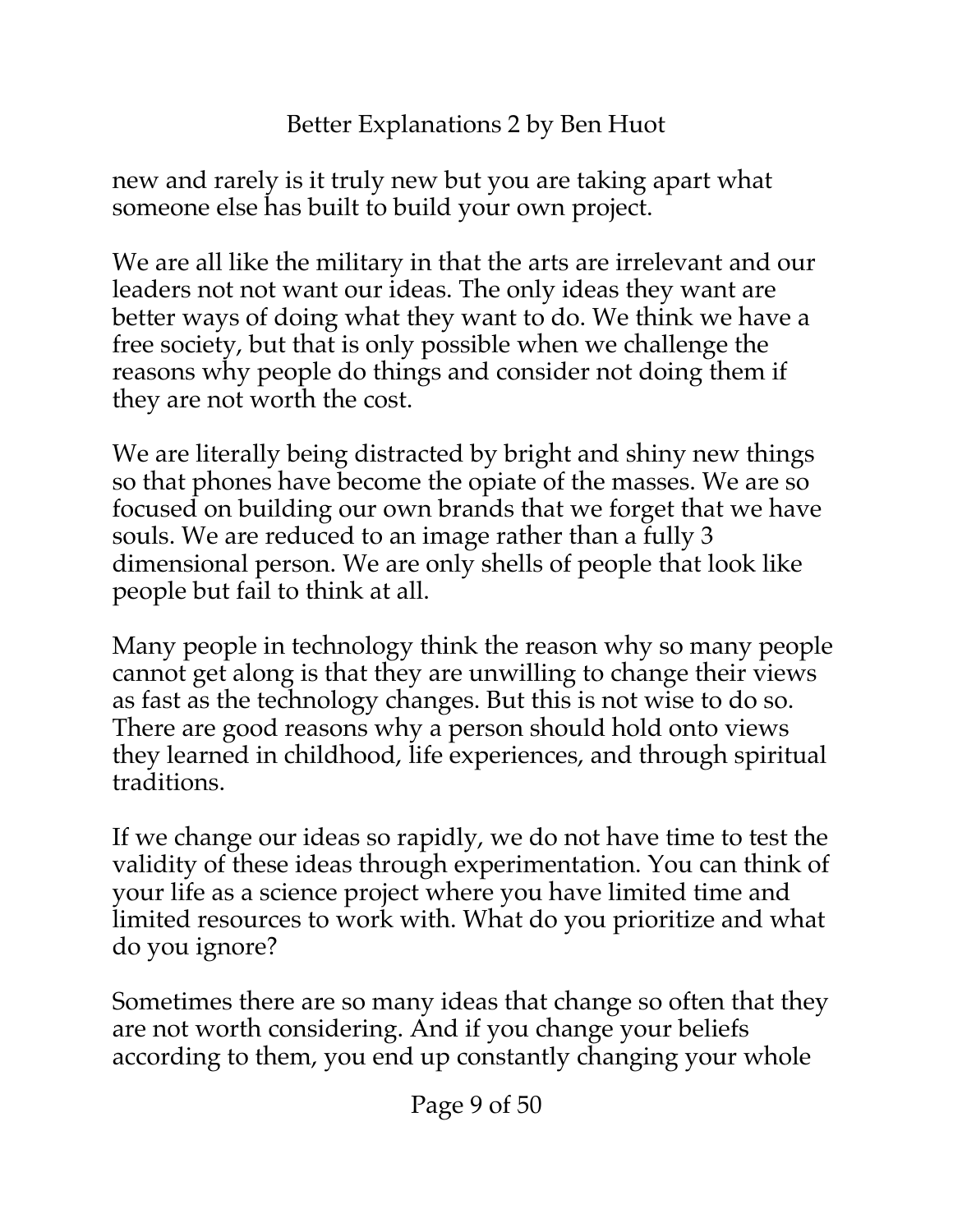new and rarely is it truly new but you are taking apart what someone else has built to build your own project.

We are all like the military in that the arts are irrelevant and our leaders not not want our ideas. The only ideas they want are better ways of doing what they want to do. We think we have a free society, but that is only possible when we challenge the reasons why people do things and consider not doing them if they are not worth the cost.

We are literally being distracted by bright and shiny new things so that phones have become the opiate of the masses. We are so focused on building our own brands that we forget that we have souls. We are reduced to an image rather than a fully 3 dimensional person. We are only shells of people that look like people but fail to think at all.

Many people in technology think the reason why so many people cannot get along is that they are unwilling to change their views as fast as the technology changes. But this is not wise to do so. There are good reasons why a person should hold onto views they learned in childhood, life experiences, and through spiritual traditions.

If we change our ideas so rapidly, we do not have time to test the validity of these ideas through experimentation. You can think of your life as a science project where you have limited time and limited resources to work with. What do you prioritize and what do you ignore?

Sometimes there are so many ideas that change so often that they are not worth considering. And if you change your beliefs according to them, you end up constantly changing your whole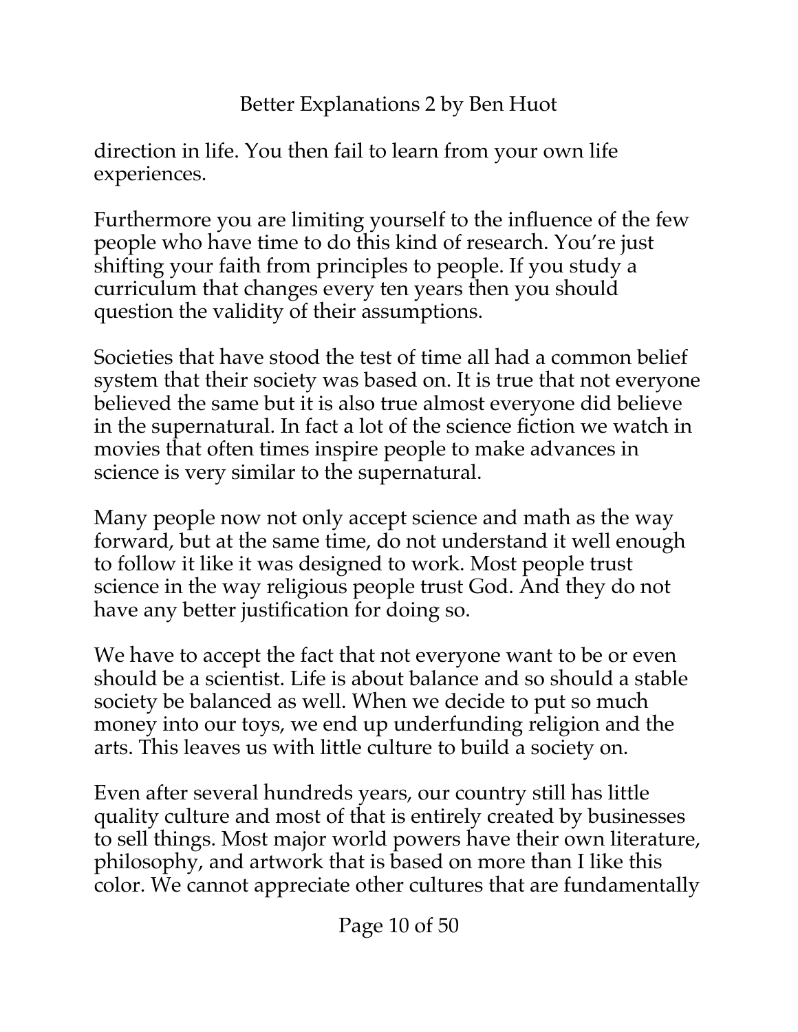direction in life. You then fail to learn from your own life experiences.

Furthermore you are limiting yourself to the influence of the few people who have time to do this kind of research. You're just shifting your faith from principles to people. If you study a curriculum that changes every ten years then you should question the validity of their assumptions.

Societies that have stood the test of time all had a common belief system that their society was based on. It is true that not everyone believed the same but it is also true almost everyone did believe in the supernatural. In fact a lot of the science fiction we watch in movies that often times inspire people to make advances in science is very similar to the supernatural.

Many people now not only accept science and math as the way forward, but at the same time, do not understand it well enough to follow it like it was designed to work. Most people trust science in the way religious people trust God. And they do not have any better justification for doing so.

We have to accept the fact that not everyone want to be or even should be a scientist. Life is about balance and so should a stable society be balanced as well. When we decide to put so much money into our toys, we end up underfunding religion and the arts. This leaves us with little culture to build a society on.

Even after several hundreds years, our country still has little quality culture and most of that is entirely created by businesses to sell things. Most major world powers have their own literature, philosophy, and artwork that is based on more than I like this color. We cannot appreciate other cultures that are fundamentally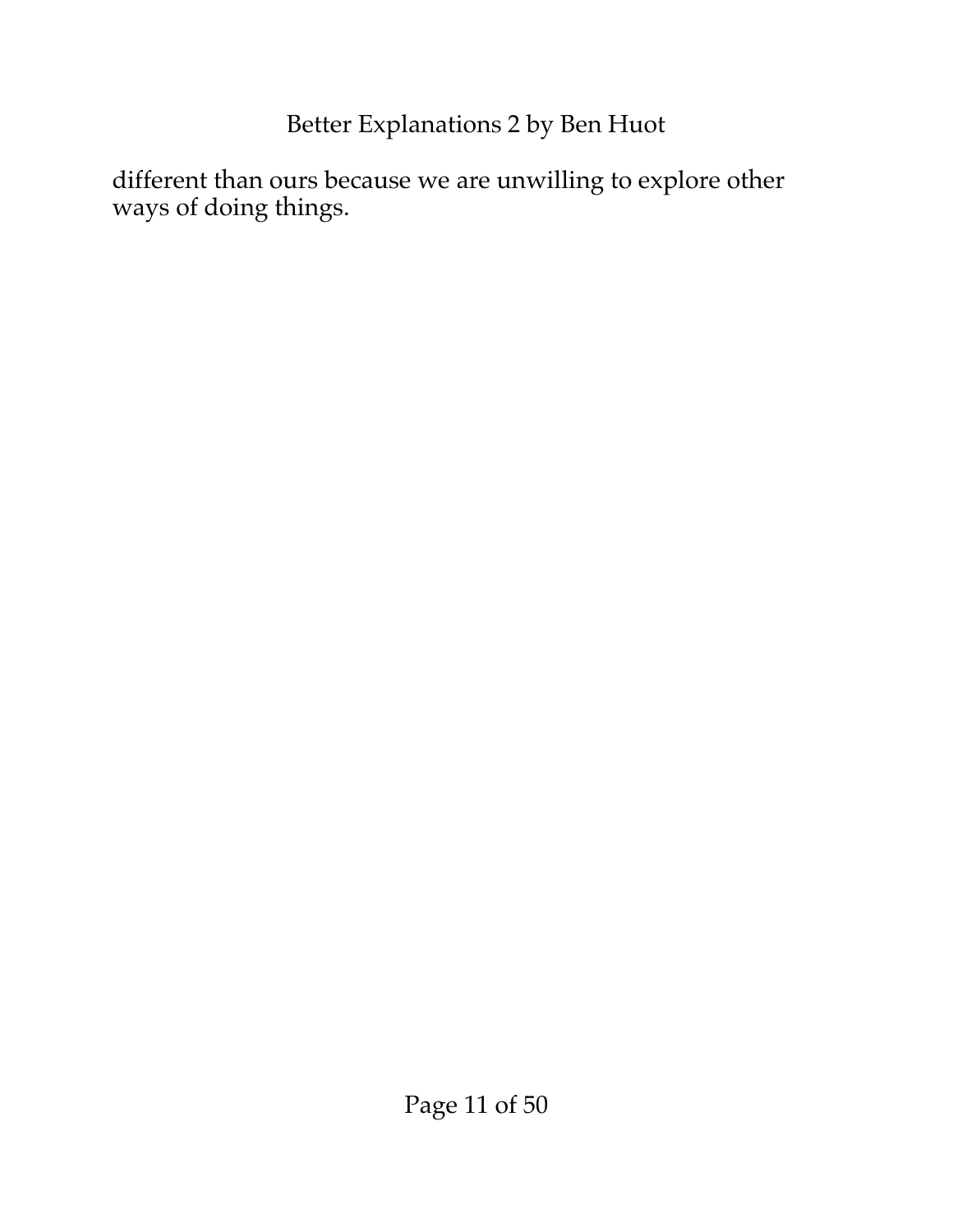different than ours because we are unwilling to explore other ways of doing things.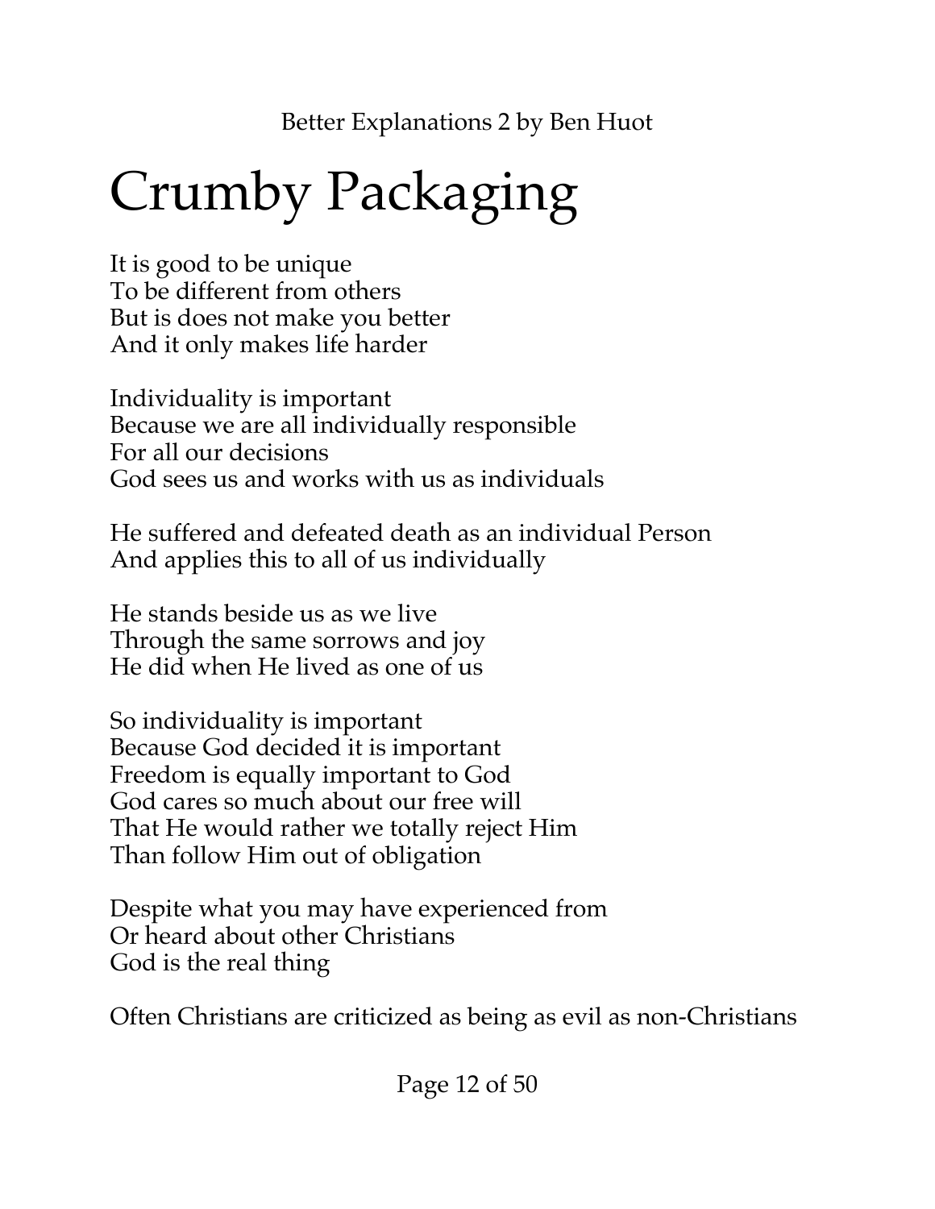# Crumby Packaging

It is good to be unique  
To be different from others  
But is does not make you better  
And it only makes life harder

Individuality is important  
Because we are all individually responsible  
For all our decisions  
God sees us and works with us as individuals

He suffered and defeated death as an individual Person  
And applies this to all of us individually

He stands beside us as we live  
Through the same sorrows and joy  
He did when He lived as one of us

So individuality is important  
Because God decided it is important  
Freedom is equally important to God  
God cares so much about our free will  
That He would rather we totally reject Him  
Than follow Him out of obligation

Despite what you may have experienced from  
Or heard about other Christians  
God is the real thing

Often Christians are criticized as being as evil as non-Christians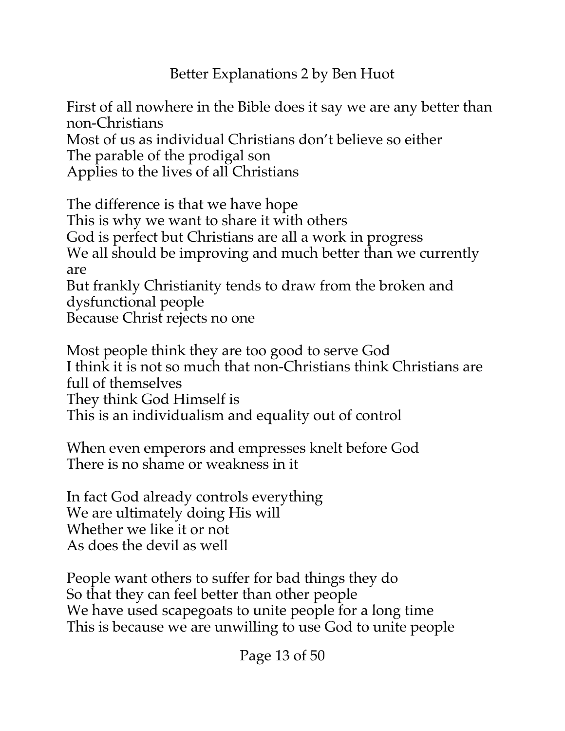First of all nowhere in the Bible does it say we are any better than non-Christians
Most of us as individual Christians don't believe so either
The parable of the prodigal son
Applies to the lives of all Christians

The difference is that we have hope
This is why we want to share it with others
God is perfect but Christians are all a work in progress
We all should be improving and much better than we currently are
But frankly Christianity tends to draw from the broken and dysfunctional people
Because Christ rejects no one

Most people think they are too good to serve God
I think it is not so much that non-Christians think Christians are full of themselves
They think God Himself is
This is an individualism and equality out of control

When even emperors and empresses knelt before God
There is no shame or weakness in it

In fact God already controls everything
We are ultimately doing His will
Whether we like it or not
As does the devil as well

People want others to suffer for bad things they do
So that they can feel better than other people
We have used scapegoats to unite people for a long time
This is because we are unwilling to use God to unite people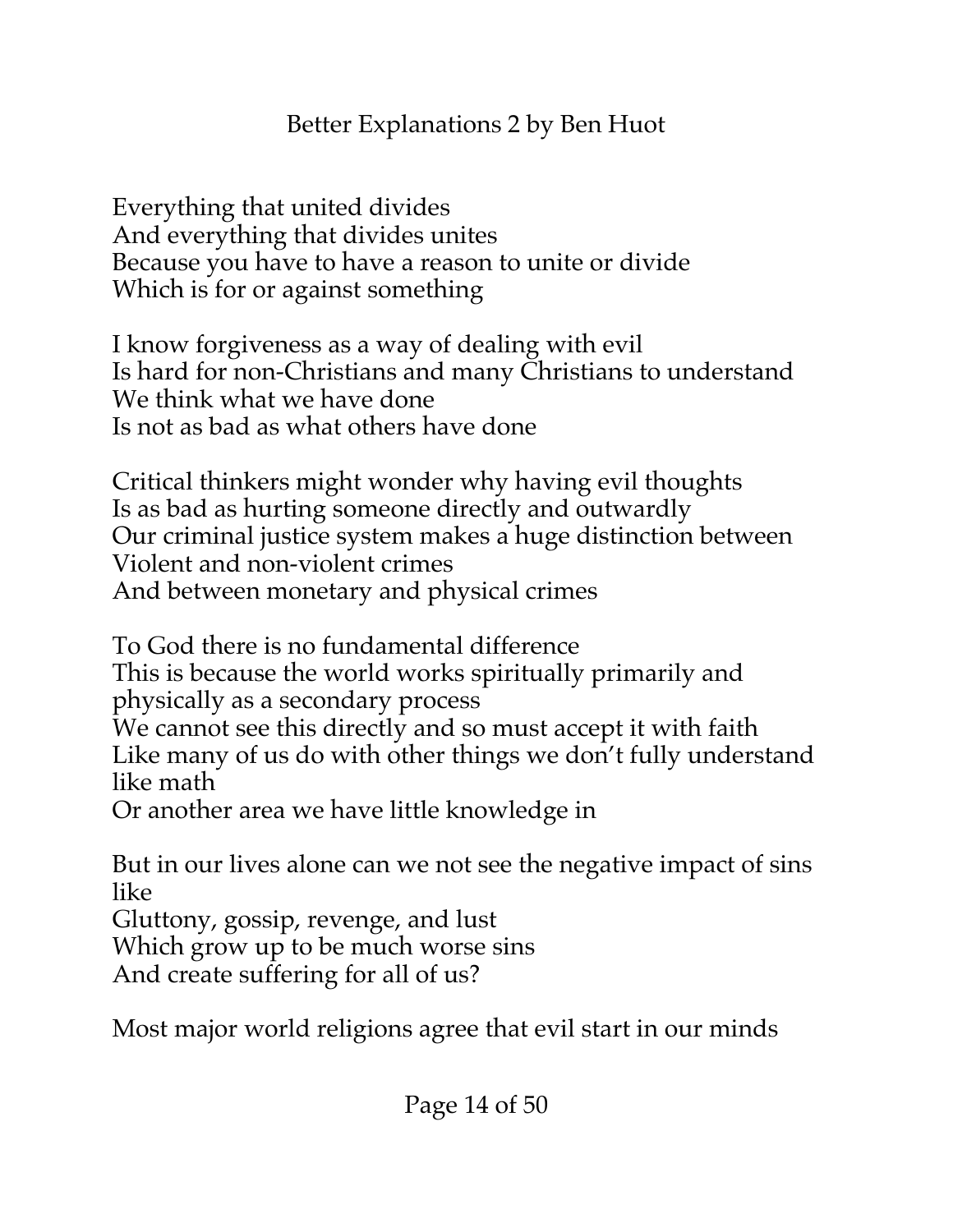Everything that united divides
And everything that divides unites
Because you have to have a reason to unite or divide
Which is for or against something

I know forgiveness as a way of dealing with evil
Is hard for non-Christians and many Christians to understand
We think what we have done
Is not as bad as what others have done

Critical thinkers might wonder why having evil thoughts
Is as bad as hurting someone directly and outwardly
Our criminal justice system makes a huge distinction between
Violent and non-violent crimes
And between monetary and physical crimes

To God there is no fundamental difference
This is because the world works spiritually primarily and physically as a secondary process
We cannot see this directly and so must accept it with faith
Like many of us do with other things we don't fully understand like math
Or another area we have little knowledge in

But in our lives alone can we not see the negative impact of sins like
Gluttony, gossip, revenge, and lust
Which grow up to be much worse sins
And create suffering for all of us?

Most major world religions agree that evil start in our minds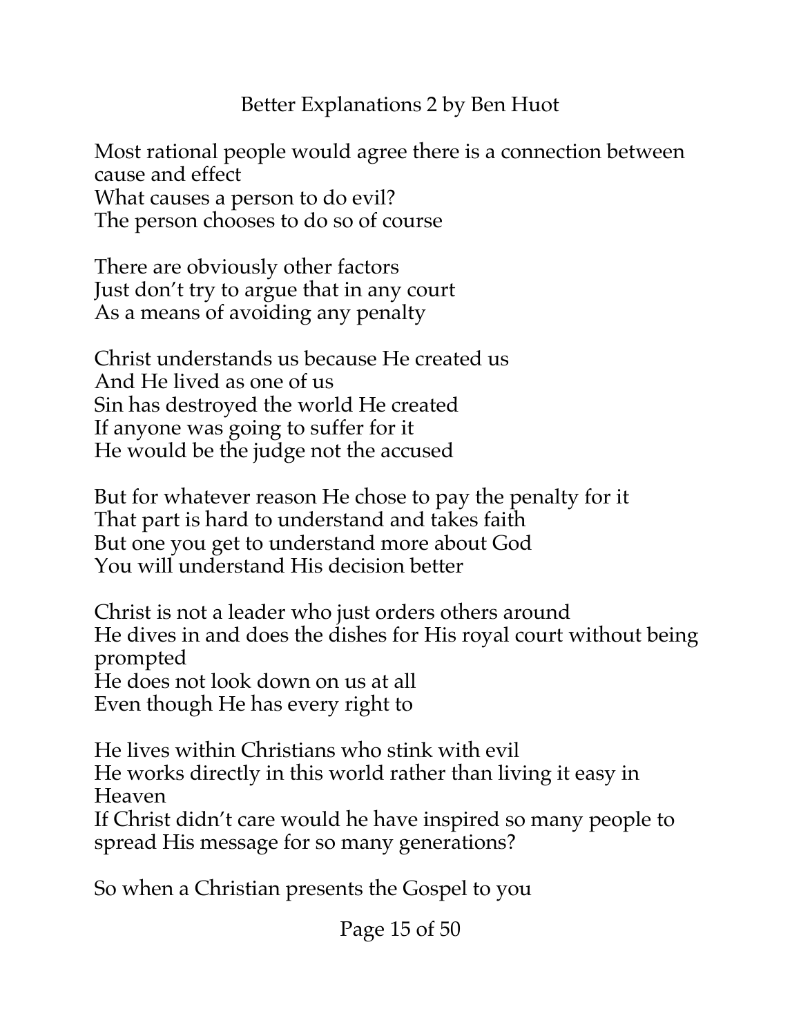# Better Explanations 2 by Ben Huot

Most rational people would agree there is a connection between cause and effect
What causes a person to do evil?
The person chooses to do so of course

There are obviously other factors
Just don't try to argue that in any court
As a means of avoiding any penalty

Christ understands us because He created us
And He lived as one of us
Sin has destroyed the world He created
If anyone was going to suffer for it
He would be the judge not the accused

But for whatever reason He chose to pay the penalty for it
That part is hard to understand and takes faith
But one you get to understand more about God
You will understand His decision better

Christ is not a leader who just orders others around
He dives in and does the dishes for His royal court without being prompted
He does not look down on us at all
Even though He has every right to

He lives within Christians who stink with evil
He works directly in this world rather than living it easy in Heaven
If Christ didn't care would he have inspired so many people to spread His message for so many generations?

So when a Christian presents the Gospel to you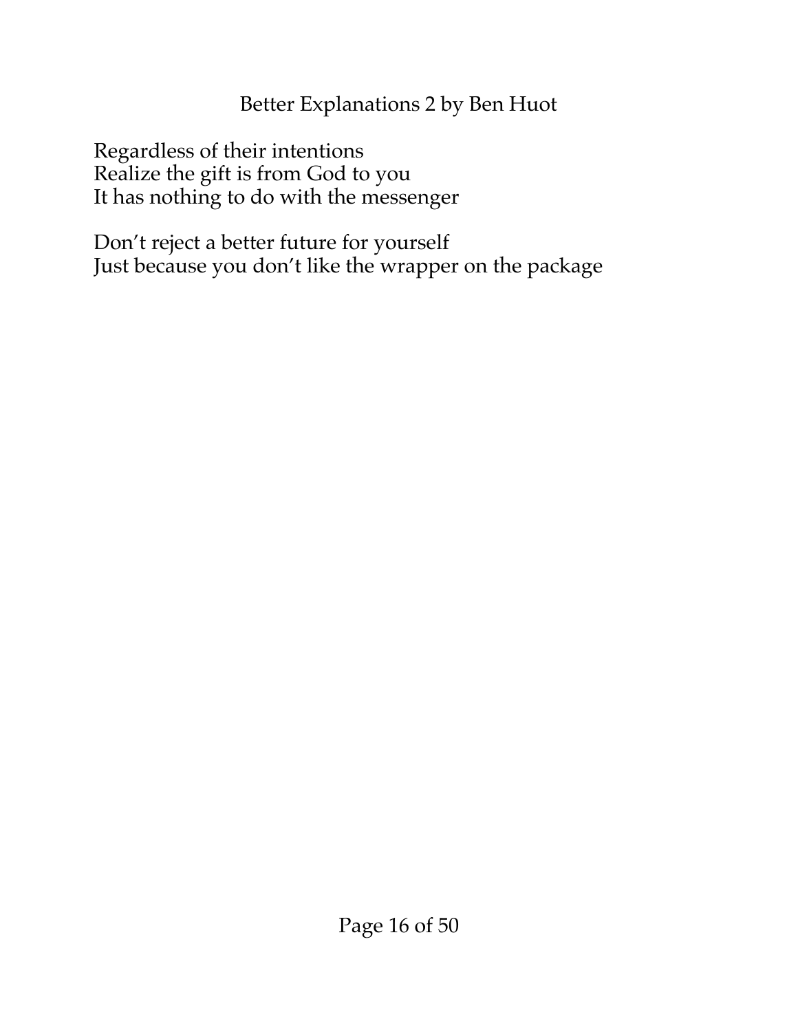Regardless of their intentions
Realize the gift is from God to you
It has nothing to do with the messenger

Don't reject a better future for yourself
Just because you don't like the wrapper on the package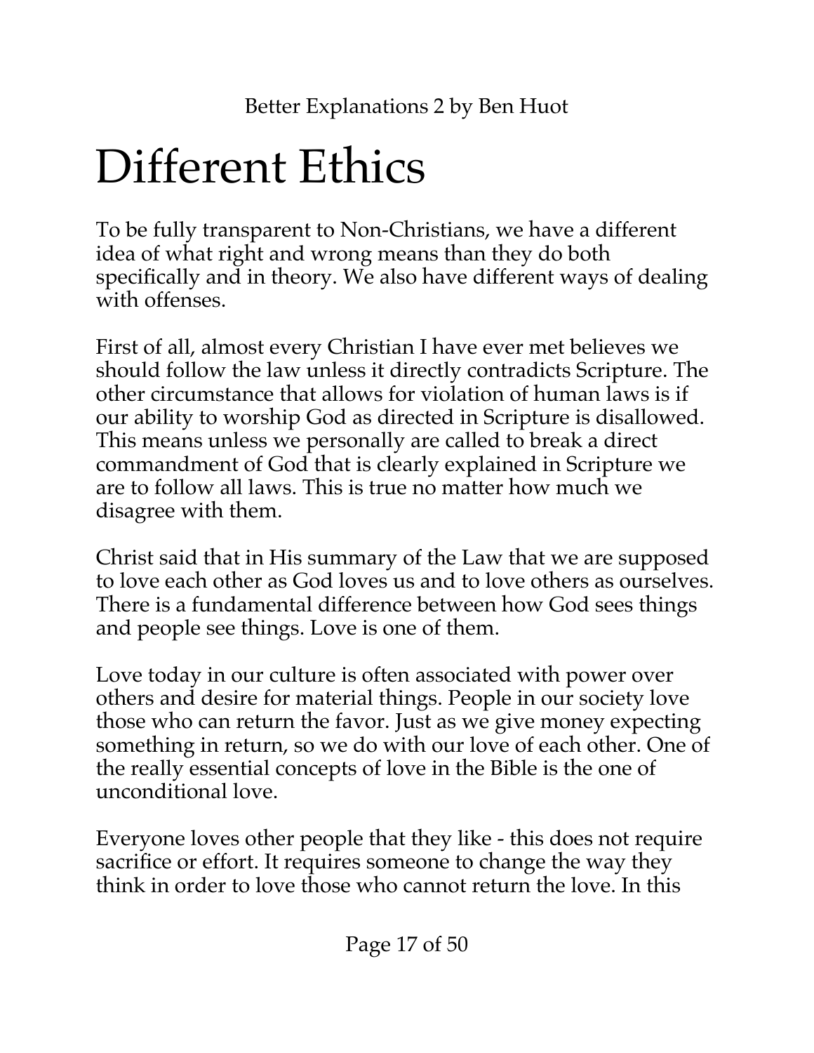# Different Ethics

To be fully transparent to Non-Christians, we have a different idea of what right and wrong means than they do both specifically and in theory. We also have different ways of dealing with offenses.

First of all, almost every Christian I have ever met believes we should follow the law unless it directly contradicts Scripture. The other circumstance that allows for violation of human laws is if our ability to worship God as directed in Scripture is disallowed. This means unless we personally are called to break a direct commandment of God that is clearly explained in Scripture we are to follow all laws. This is true no matter how much we disagree with them.

Christ said that in His summary of the Law that we are supposed to love each other as God loves us and to love others as ourselves. There is a fundamental difference between how God sees things and people see things. Love is one of them.

Love today in our culture is often associated with power over others and desire for material things. People in our society love those who can return the favor. Just as we give money expecting something in return, so we do with our love of each other. One of the really essential concepts of love in the Bible is the one of unconditional love.

Everyone loves other people that they like - this does not require sacrifice or effort. It requires someone to change the way they think in order to love those who cannot return the love. In this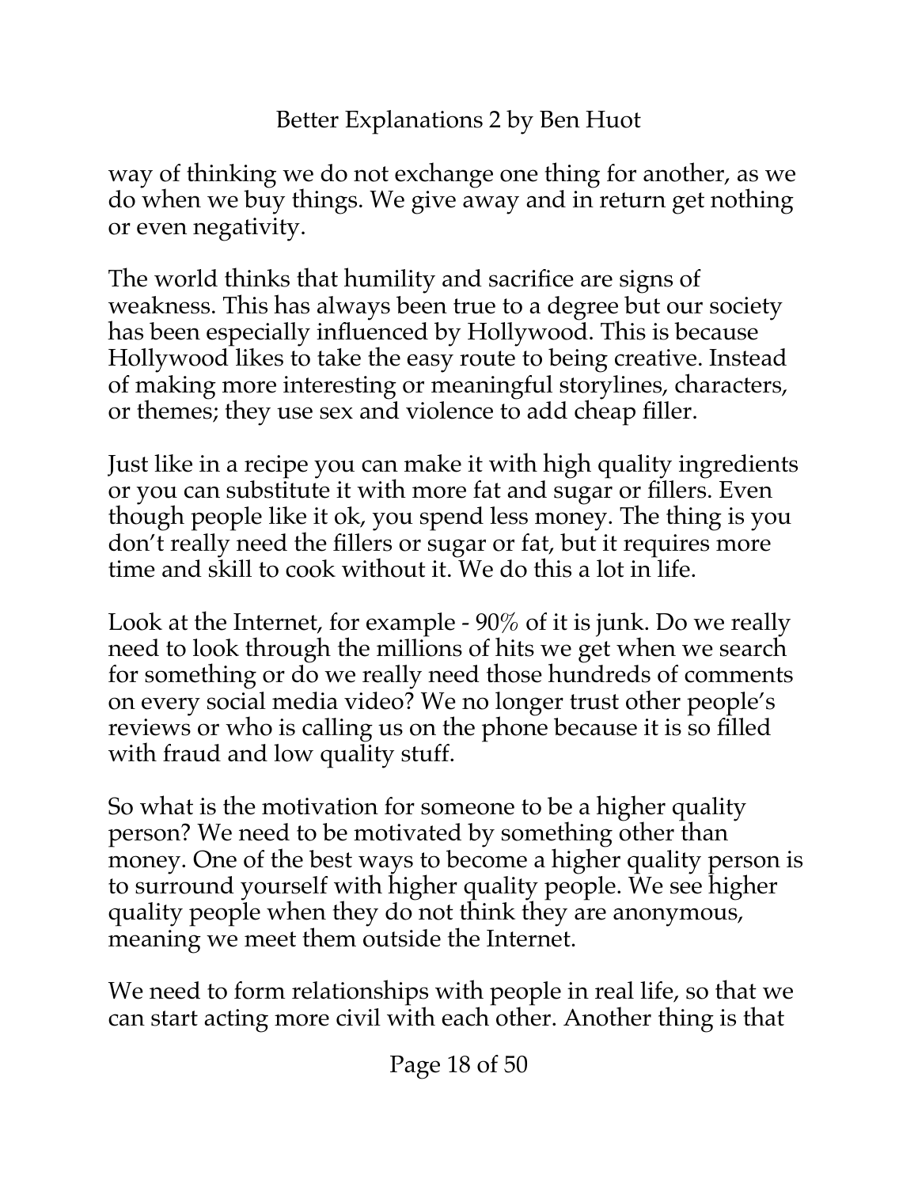way of thinking we do not exchange one thing for another, as we do when we buy things. We give away and in return get nothing or even negativity.

The world thinks that humility and sacrifice are signs of weakness. This has always been true to a degree but our society has been especially influenced by Hollywood. This is because Hollywood likes to take the easy route to being creative. Instead of making more interesting or meaningful storylines, characters, or themes; they use sex and violence to add cheap filler.

Just like in a recipe you can make it with high quality ingredients or you can substitute it with more fat and sugar or fillers. Even though people like it ok, you spend less money. The thing is you don't really need the fillers or sugar or fat, but it requires more time and skill to cook without it. We do this a lot in life.

Look at the Internet, for example - 90% of it is junk. Do we really need to look through the millions of hits we get when we search for something or do we really need those hundreds of comments on every social media video? We no longer trust other people's reviews or who is calling us on the phone because it is so filled with fraud and low quality stuff.

So what is the motivation for someone to be a higher quality person? We need to be motivated by something other than money. One of the best ways to become a higher quality person is to surround yourself with higher quality people. We see higher quality people when they do not think they are anonymous, meaning we meet them outside the Internet.

We need to form relationships with people in real life, so that we can start acting more civil with each other. Another thing is that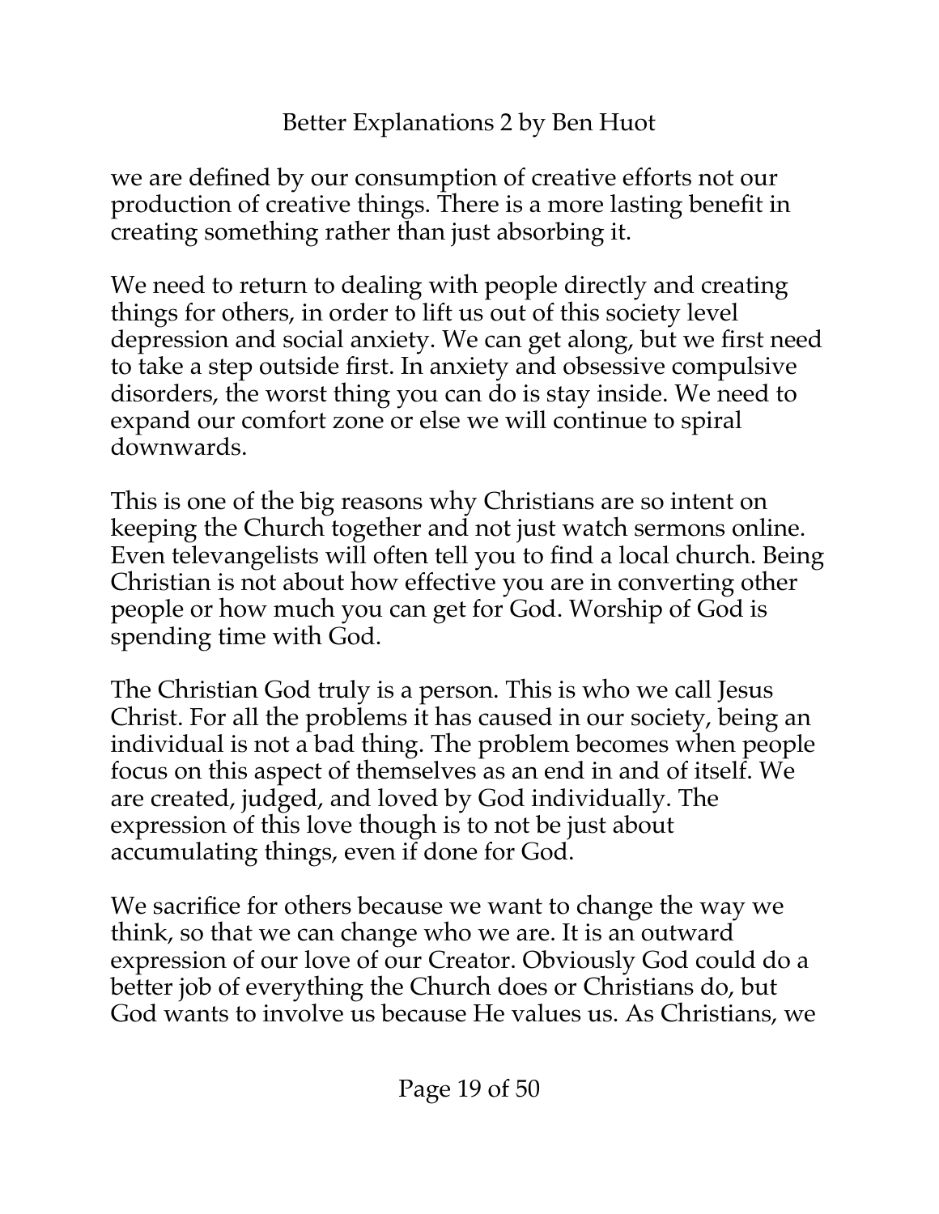we are defined by our consumption of creative efforts not our production of creative things. There is a more lasting benefit in creating something rather than just absorbing it.

We need to return to dealing with people directly and creating things for others, in order to lift us out of this society level depression and social anxiety. We can get along, but we first need to take a step outside first. In anxiety and obsessive compulsive disorders, the worst thing you can do is stay inside. We need to expand our comfort zone or else we will continue to spiral downwards.

This is one of the big reasons why Christians are so intent on keeping the Church together and not just watch sermons online. Even televangelists will often tell you to find a local church. Being Christian is not about how effective you are in converting other people or how much you can get for God. Worship of God is spending time with God.

The Christian God truly is a person. This is who we call Jesus Christ. For all the problems it has caused in our society, being an individual is not a bad thing. The problem becomes when people focus on this aspect of themselves as an end in and of itself. We are created, judged, and loved by God individually. The expression of this love though is to not be just about accumulating things, even if done for God.

We sacrifice for others because we want to change the way we think, so that we can change who we are. It is an outward expression of our love of our Creator. Obviously God could do a better job of everything the Church does or Christians do, but God wants to involve us because He values us. As Christians, we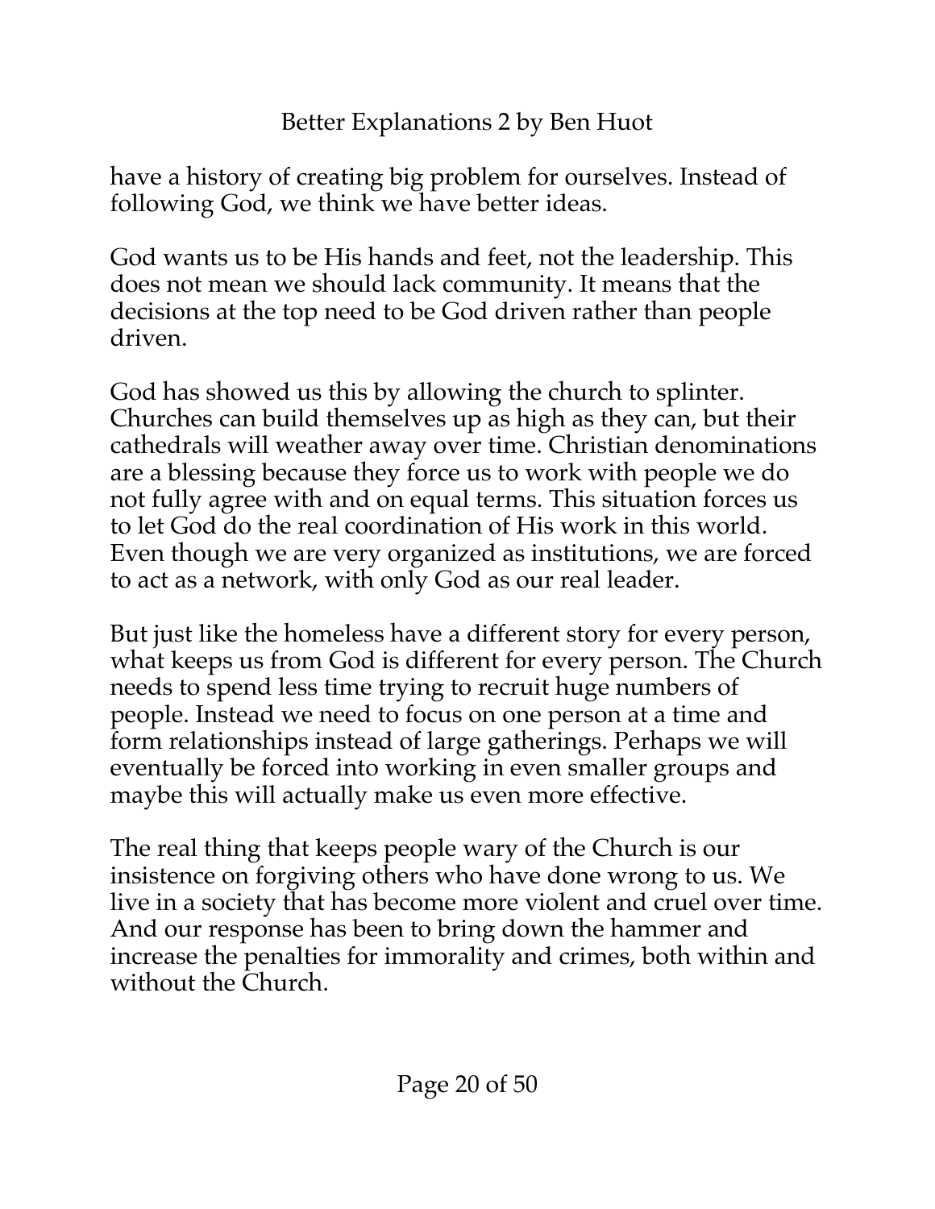have a history of creating big problem for ourselves. Instead of following God, we think we have better ideas.

God wants us to be His hands and feet, not the leadership. This does not mean we should lack community. It means that the decisions at the top need to be God driven rather than people driven.

God has showed us this by allowing the church to splinter. Churches can build themselves up as high as they can, but their cathedrals will weather away over time. Christian denominations are a blessing because they force us to work with people we do not fully agree with and on equal terms. This situation forces us to let God do the real coordination of His work in this world. Even though we are very organized as institutions, we are forced to act as a network, with only God as our real leader.

But just like the homeless have a different story for every person, what keeps us from God is different for every person. The Church needs to spend less time trying to recruit huge numbers of people. Instead we need to focus on one person at a time and form relationships instead of large gatherings. Perhaps we will eventually be forced into working in even smaller groups and maybe this will actually make us even more effective.

The real thing that keeps people wary of the Church is our insistence on forgiving others who have done wrong to us. We live in a society that has become more violent and cruel over time. And our response has been to bring down the hammer and increase the penalties for immorality and crimes, both within and without the Church.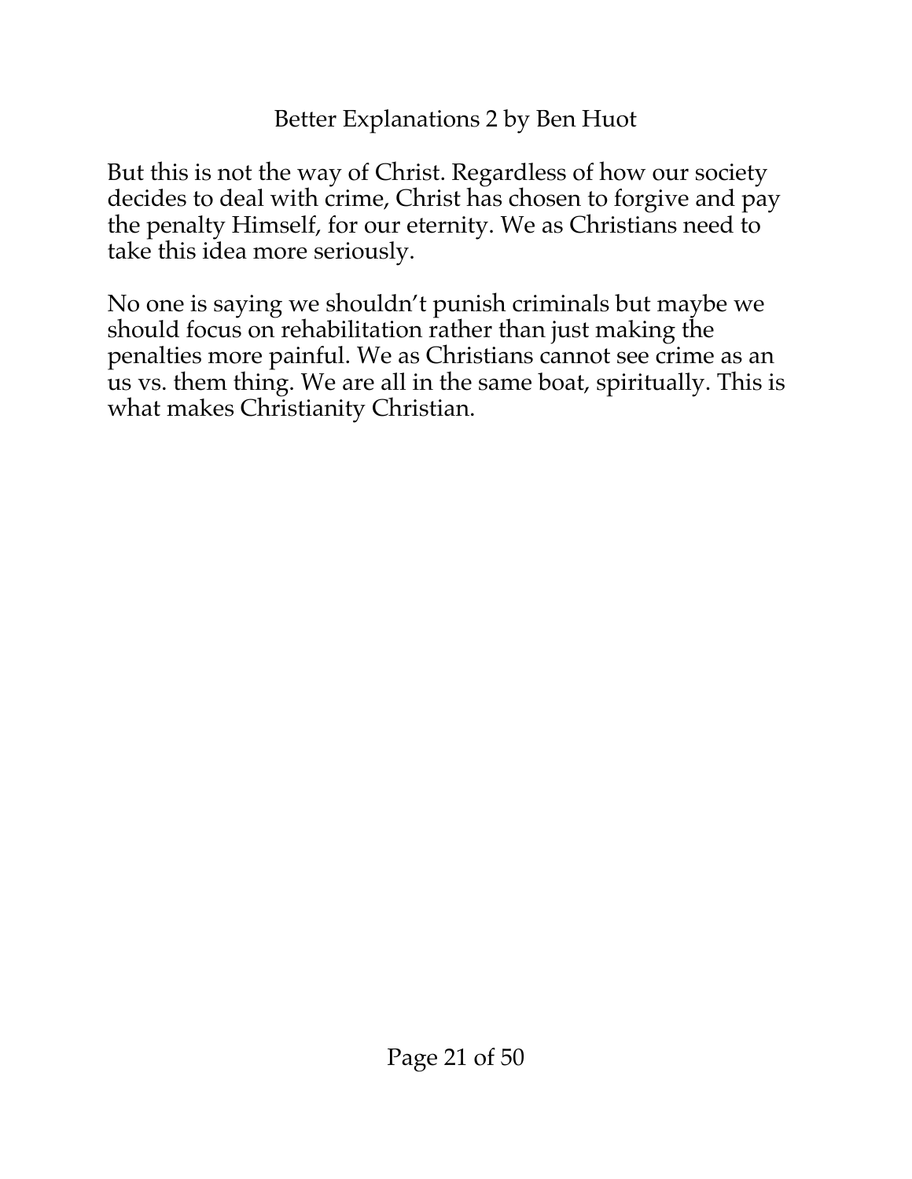But this is not the way of Christ. Regardless of how our society decides to deal with crime, Christ has chosen to forgive and pay the penalty Himself, for our eternity. We as Christians need to take this idea more seriously.

No one is saying we shouldn't punish criminals but maybe we should focus on rehabilitation rather than just making the penalties more painful. We as Christians cannot see crime as an us vs. them thing. We are all in the same boat, spiritually. This is what makes Christianity Christian.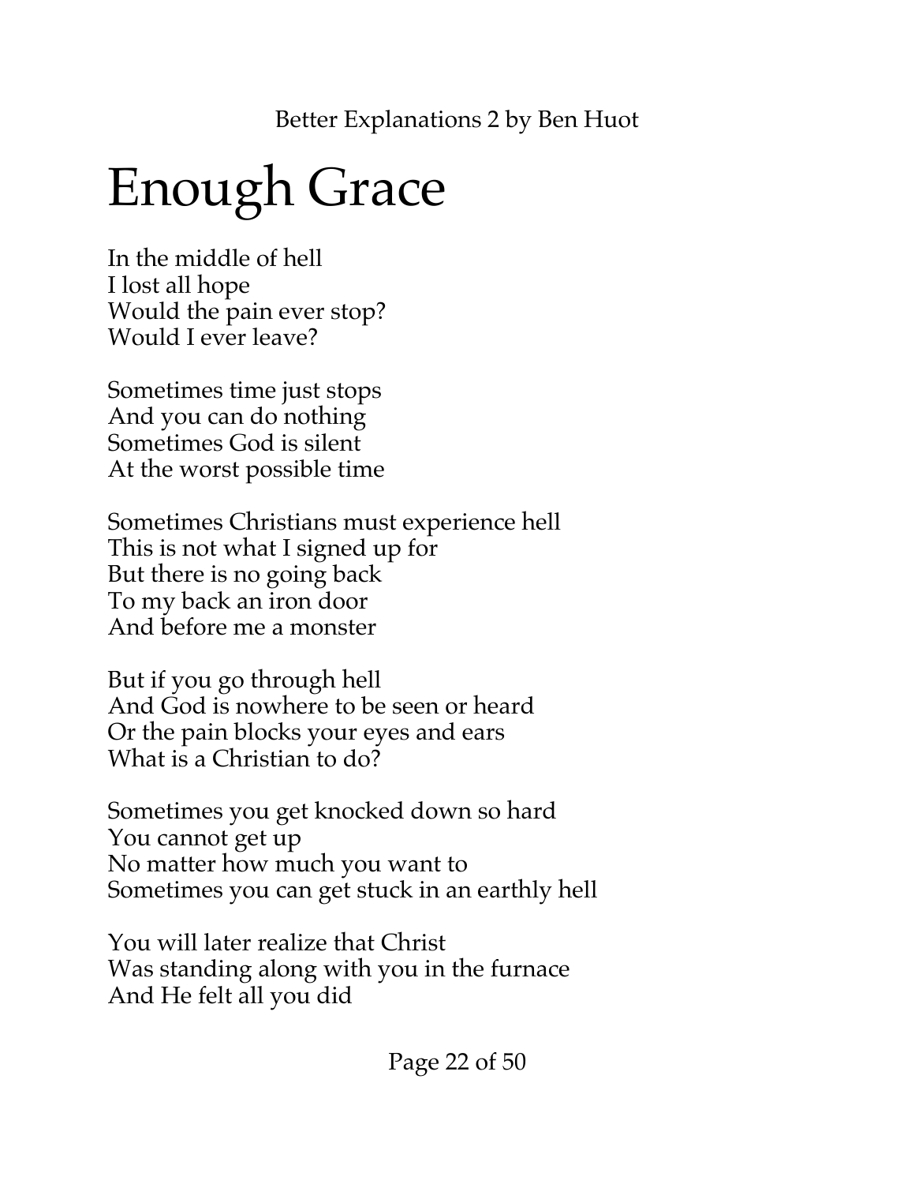# Enough Grace

In the middle of hell  
I lost all hope  
Would the pain ever stop?  
Would I ever leave?

Sometimes time just stops  
And you can do nothing  
Sometimes God is silent  
At the worst possible time

Sometimes Christians must experience hell  
This is not what I signed up for  
But there is no going back  
To my back an iron door  
And before me a monster

But if you go through hell  
And God is nowhere to be seen or heard  
Or the pain blocks your eyes and ears  
What is a Christian to do?

Sometimes you get knocked down so hard  
You cannot get up  
No matter how much you want to  
Sometimes you can get stuck in an earthly hell

You will later realize that Christ  
Was standing along with you in the furnace  
And He felt all you did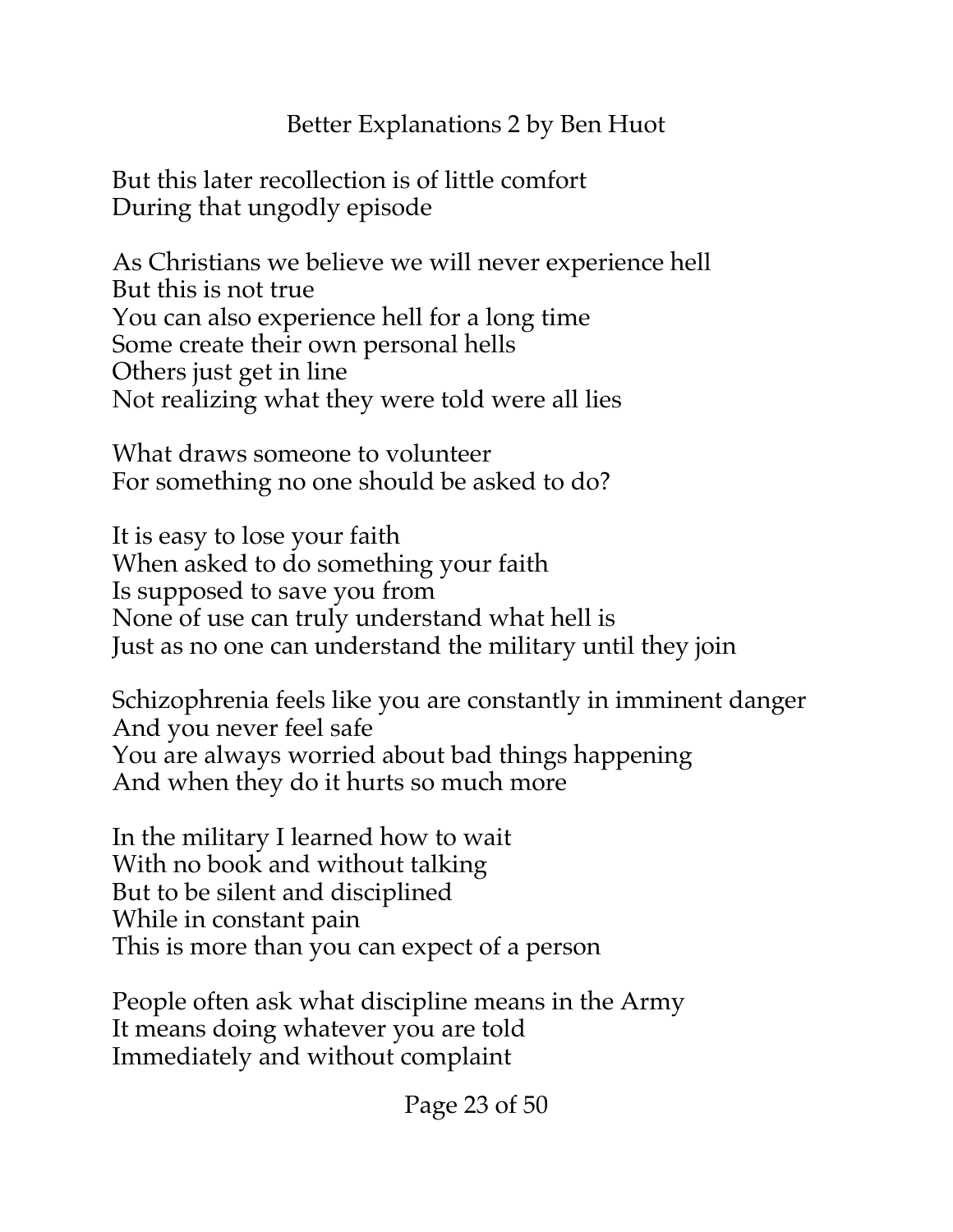But this later recollection is of little comfort
During that ungodly episode

As Christians we believe we will never experience hell
But this is not true
You can also experience hell for a long time
Some create their own personal hells
Others just get in line
Not realizing what they were told were all lies

What draws someone to volunteer
For something no one should be asked to do?

It is easy to lose your faith
When asked to do something your faith
Is supposed to save you from
None of use can truly understand what hell is
Just as no one can understand the military until they join

Schizophrenia feels like you are constantly in imminent danger
And you never feel safe
You are always worried about bad things happening
And when they do it hurts so much more

In the military I learned how to wait
With no book and without talking
But to be silent and disciplined
While in constant pain
This is more than you can expect of a person

People often ask what discipline means in the Army
It means doing whatever you are told
Immediately and without complaint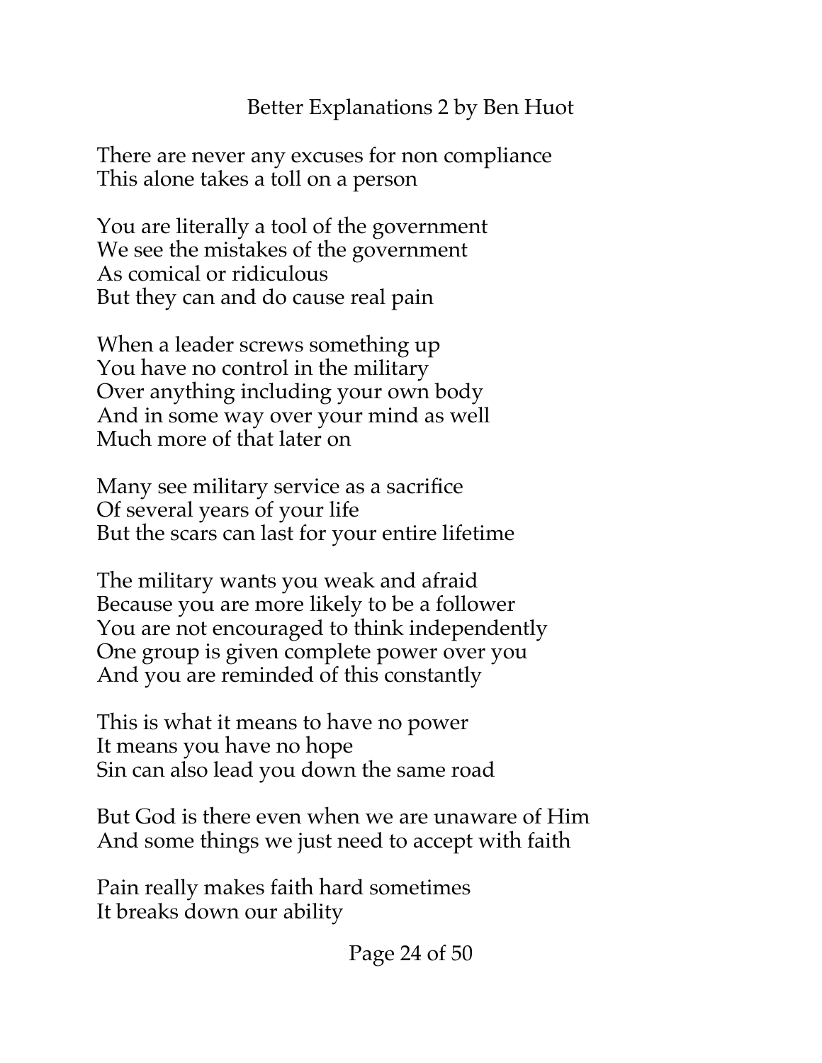There are never any excuses for non compliance
This alone takes a toll on a person

You are literally a tool of the government
We see the mistakes of the government
As comical or ridiculous
But they can and do cause real pain

When a leader screws something up
You have no control in the military
Over anything including your own body
And in some way over your mind as well
Much more of that later on

Many see military service as a sacrifice
Of several years of your life
But the scars can last for your entire lifetime

The military wants you weak and afraid
Because you are more likely to be a follower
You are not encouraged to think independently
One group is given complete power over you
And you are reminded of this constantly

This is what it means to have no power
It means you have no hope
Sin can also lead you down the same road

But God is there even when we are unaware of Him
And some things we just need to accept with faith

Pain really makes faith hard sometimes
It breaks down our ability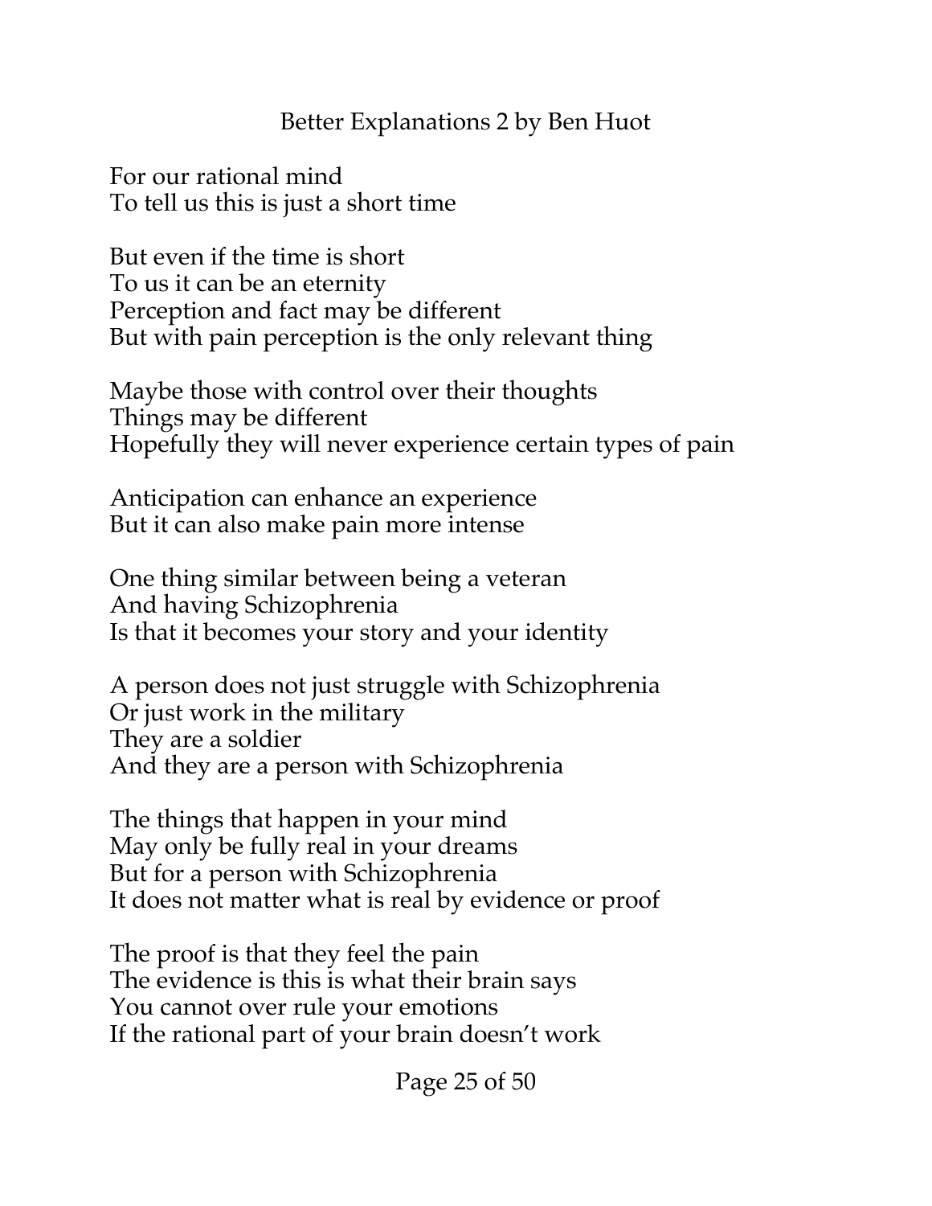For our rational mind
To tell us this is just a short time

But even if the time is short
To us it can be an eternity
Perception and fact may be different
But with pain perception is the only relevant thing

Maybe those with control over their thoughts
Things may be different
Hopefully they will never experience certain types of pain

Anticipation can enhance an experience
But it can also make pain more intense

One thing similar between being a veteran
And having Schizophrenia
Is that it becomes your story and your identity

A person does not just struggle with Schizophrenia
Or just work in the military
They are a soldier
And they are a person with Schizophrenia

The things that happen in your mind
May only be fully real in your dreams
But for a person with Schizophrenia
It does not matter what is real by evidence or proof

The proof is that they feel the pain
The evidence is this is what their brain says
You cannot over rule your emotions
If the rational part of your brain doesn't work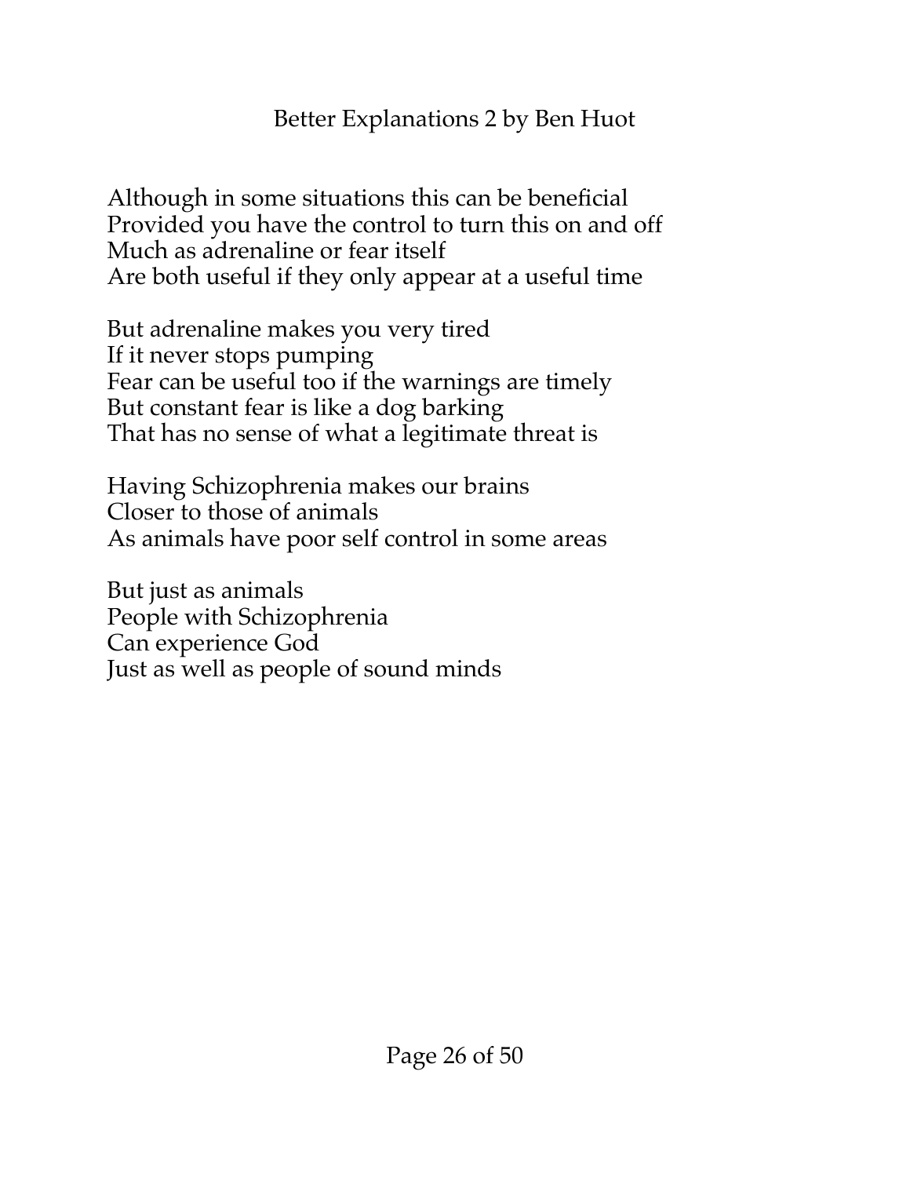Although in some situations this can be beneficial
Provided you have the control to turn this on and off
Much as adrenaline or fear itself
Are both useful if they only appear at a useful time

But adrenaline makes you very tired
If it never stops pumping
Fear can be useful too if the warnings are timely
But constant fear is like a dog barking
That has no sense of what a legitimate threat is

Having Schizophrenia makes our brains
Closer to those of animals
As animals have poor self control in some areas

But just as animals
People with Schizophrenia
Can experience God
Just as well as people of sound minds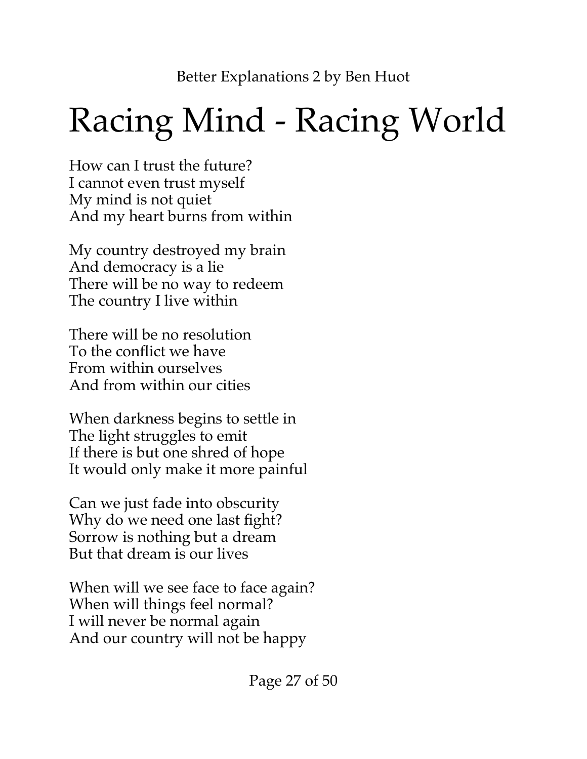# Racing Mind - Racing World

How can I trust the future?  
I cannot even trust myself  
My mind is not quiet  
And my heart burns from within

My country destroyed my brain  
And democracy is a lie  
There will be no way to redeem  
The country I live within

There will be no resolution  
To the conflict we have  
From within ourselves  
And from within our cities

When darkness begins to settle in  
The light struggles to emit  
If there is but one shred of hope  
It would only make it more painful

Can we just fade into obscurity  
Why do we need one last fight?  
Sorrow is nothing but a dream  
But that dream is our lives

When will we see face to face again?  
When will things feel normal?  
I will never be normal again  
And our country will not be happy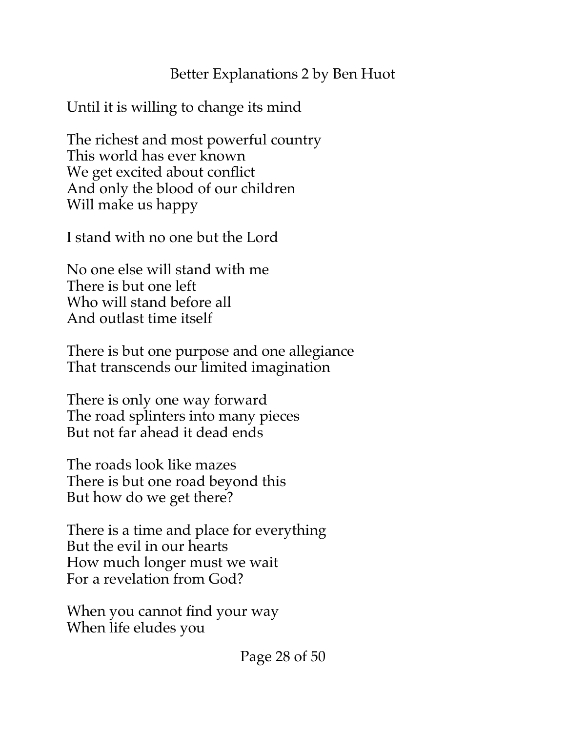Until it is willing to change its mind

The richest and most powerful country
This world has ever known
We get excited about conflict
And only the blood of our children
Will make us happy

I stand with no one but the Lord

No one else will stand with me
There is but one left
Who will stand before all
And outlast time itself

There is but one purpose and one allegiance
That transcends our limited imagination

There is only one way forward
The road splinters into many pieces
But not far ahead it dead ends

The roads look like mazes
There is but one road beyond this
But how do we get there?

There is a time and place for everything
But the evil in our hearts
How much longer must we wait
For a revelation from God?

When you cannot find your way
When life eludes you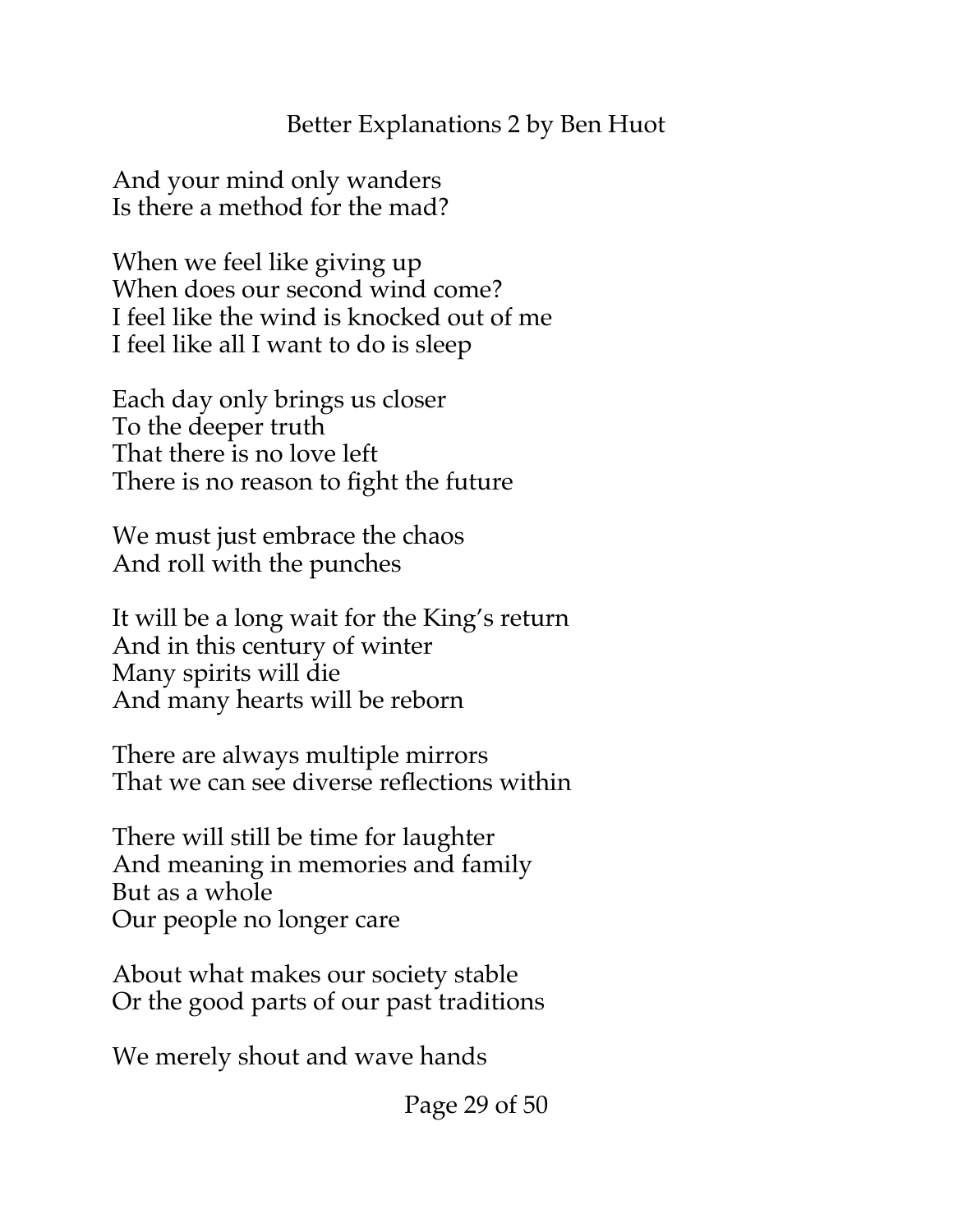And your mind only wanders
Is there a method for the mad?

When we feel like giving up
When does our second wind come?
I feel like the wind is knocked out of me
I feel like all I want to do is sleep

Each day only brings us closer
To the deeper truth
That there is no love left
There is no reason to fight the future

We must just embrace the chaos
And roll with the punches

It will be a long wait for the King's return
And in this century of winter
Many spirits will die
And many hearts will be reborn

There are always multiple mirrors
That we can see diverse reflections within

There will still be time for laughter
And meaning in memories and family
But as a whole
Our people no longer care

About what makes our society stable
Or the good parts of our past traditions

We merely shout and wave hands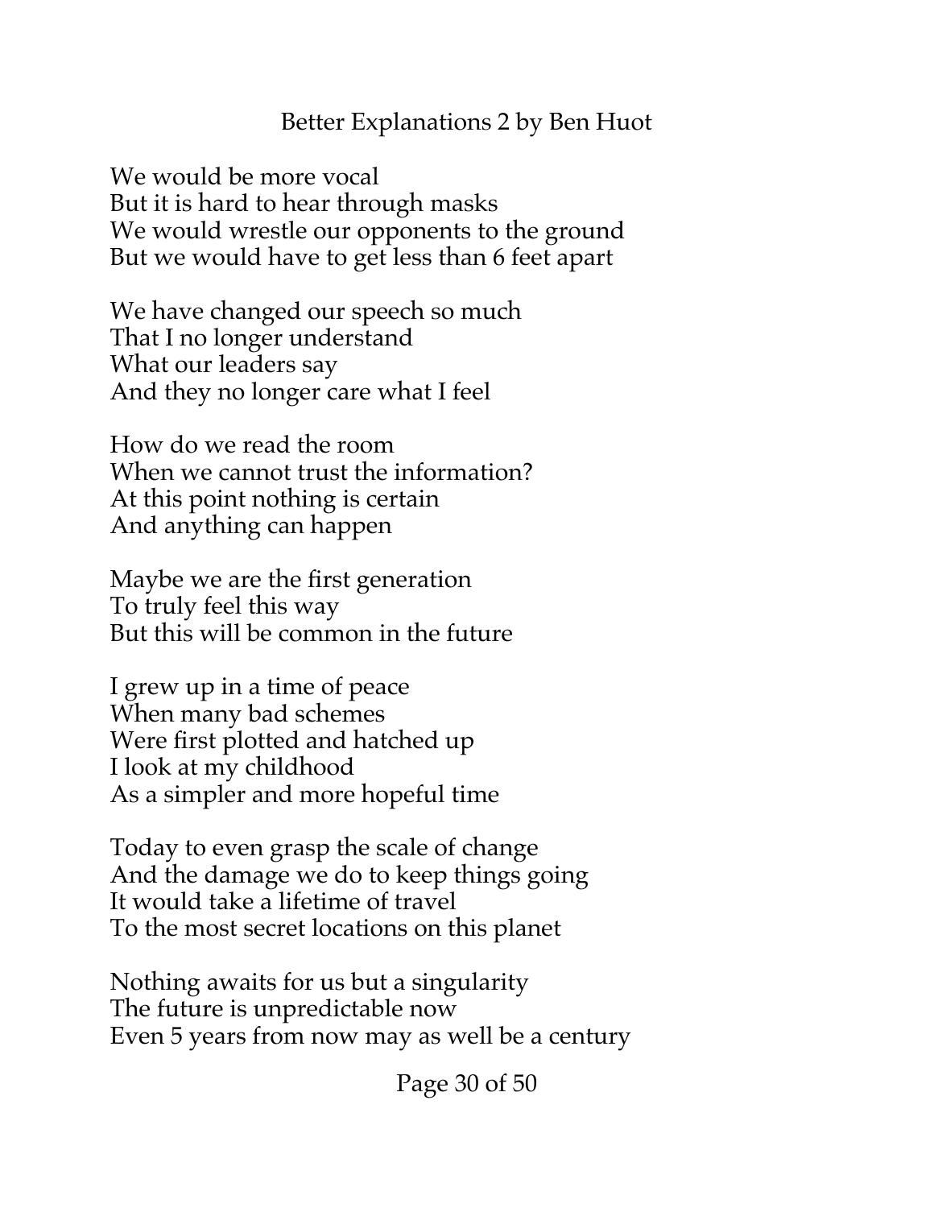## Better Explanations 2 by Ben Huot

We would be more vocal  
But it is hard to hear through masks  
We would wrestle our opponents to the ground  
But we would have to get less than 6 feet apart

We have changed our speech so much  
That I no longer understand  
What our leaders say  
And they no longer care what I feel

How do we read the room  
When we cannot trust the information?  
At this point nothing is certain  
And anything can happen

Maybe we are the first generation  
To truly feel this way  
But this will be common in the future

I grew up in a time of peace  
When many bad schemes  
Were first plotted and hatched up  
I look at my childhood  
As a simpler and more hopeful time

Today to even grasp the scale of change  
And the damage we do to keep things going  
It would take a lifetime of travel  
To the most secret locations on this planet

Nothing awaits for us but a singularity  
The future is unpredictable now  
Even 5 years from now may as well be a century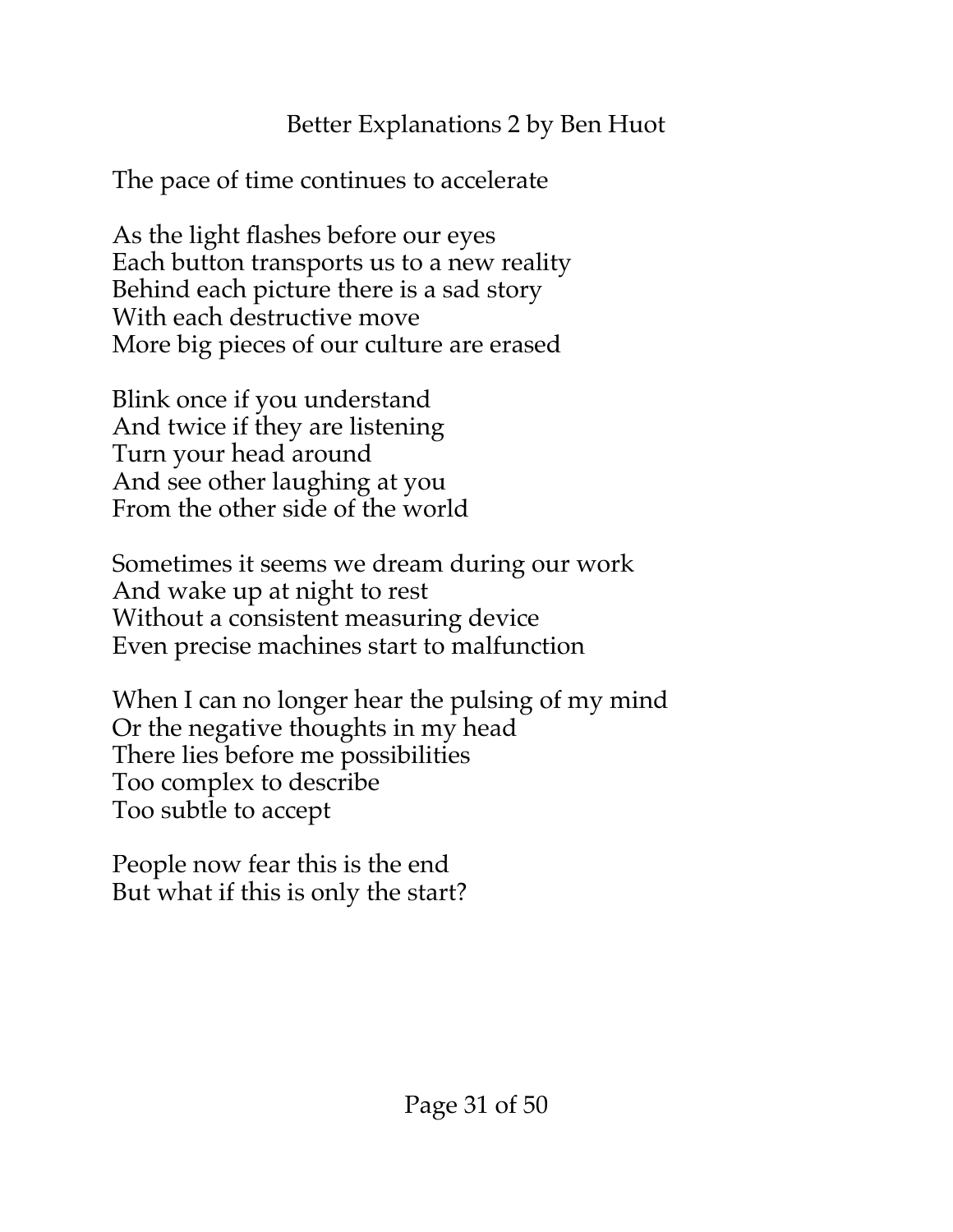The pace of time continues to accelerate

As the light flashes before our eyes  
Each button transports us to a new reality  
Behind each picture there is a sad story  
With each destructive move  
More big pieces of our culture are erased

Blink once if you understand  
And twice if they are listening  
Turn your head around  
And see other laughing at you  
From the other side of the world

Sometimes it seems we dream during our work  
And wake up at night to rest  
Without a consistent measuring device  
Even precise machines start to malfunction

When I can no longer hear the pulsing of my mind  
Or the negative thoughts in my head  
There lies before me possibilities  
Too complex to describe  
Too subtle to accept

People now fear this is the end  
But what if this is only the start?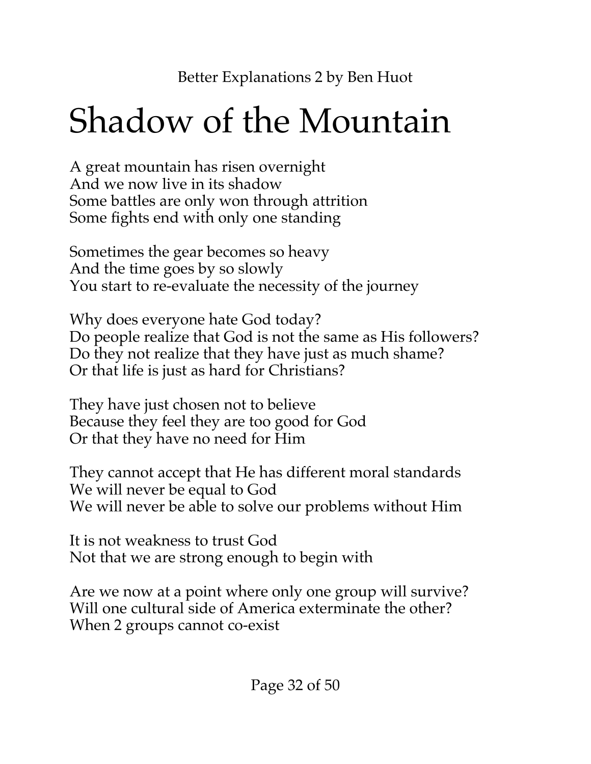# Shadow of the Mountain

A great mountain has risen overnight
And we now live in its shadow
Some battles are only won through attrition
Some fights end with only one standing

Sometimes the gear becomes so heavy
And the time goes by so slowly
You start to re-evaluate the necessity of the journey

Why does everyone hate God today?
Do people realize that God is not the same as His followers?
Do they not realize that they have just as much shame?
Or that life is just as hard for Christians?

They have just chosen not to believe
Because they feel they are too good for God
Or that they have no need for Him

They cannot accept that He has different moral standards
We will never be equal to God
We will never be able to solve our problems without Him

It is not weakness to trust God
Not that we are strong enough to begin with

Are we now at a point where only one group will survive?
Will one cultural side of America exterminate the other?
When 2 groups cannot co-exist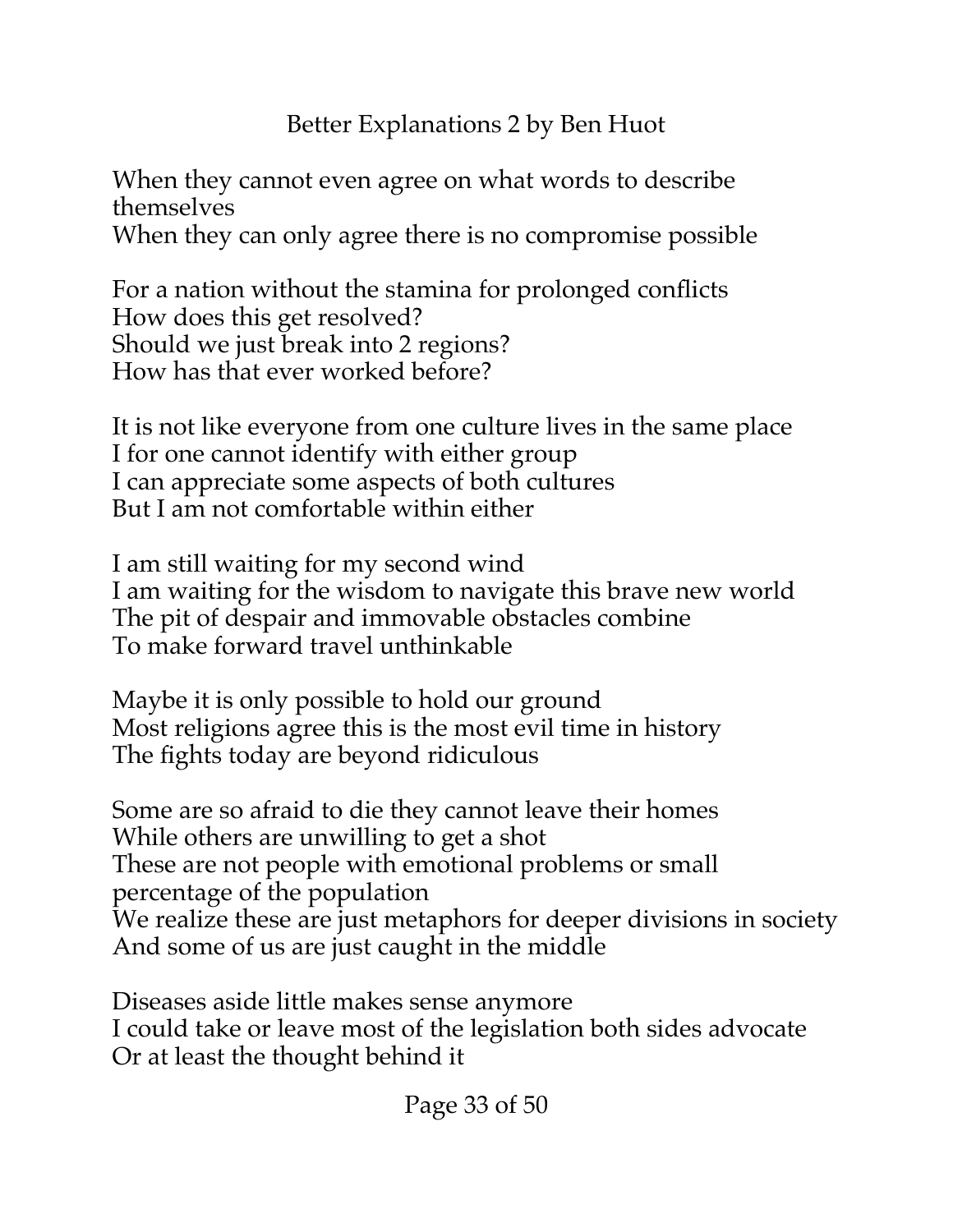When they cannot even agree on what words to describe themselves
When they can only agree there is no compromise possible

For a nation without the stamina for prolonged conflicts
How does this get resolved?
Should we just break into 2 regions?
How has that ever worked before?

It is not like everyone from one culture lives in the same place
I for one cannot identify with either group
I can appreciate some aspects of both cultures
But I am not comfortable within either

I am still waiting for my second wind
I am waiting for the wisdom to navigate this brave new world
The pit of despair and immovable obstacles combine
To make forward travel unthinkable

Maybe it is only possible to hold our ground
Most religions agree this is the most evil time in history
The fights today are beyond ridiculous

Some are so afraid to die they cannot leave their homes
While others are unwilling to get a shot
These are not people with emotional problems or small percentage of the population
We realize these are just metaphors for deeper divisions in society
And some of us are just caught in the middle

Diseases aside little makes sense anymore
I could take or leave most of the legislation both sides advocate
Or at least the thought behind it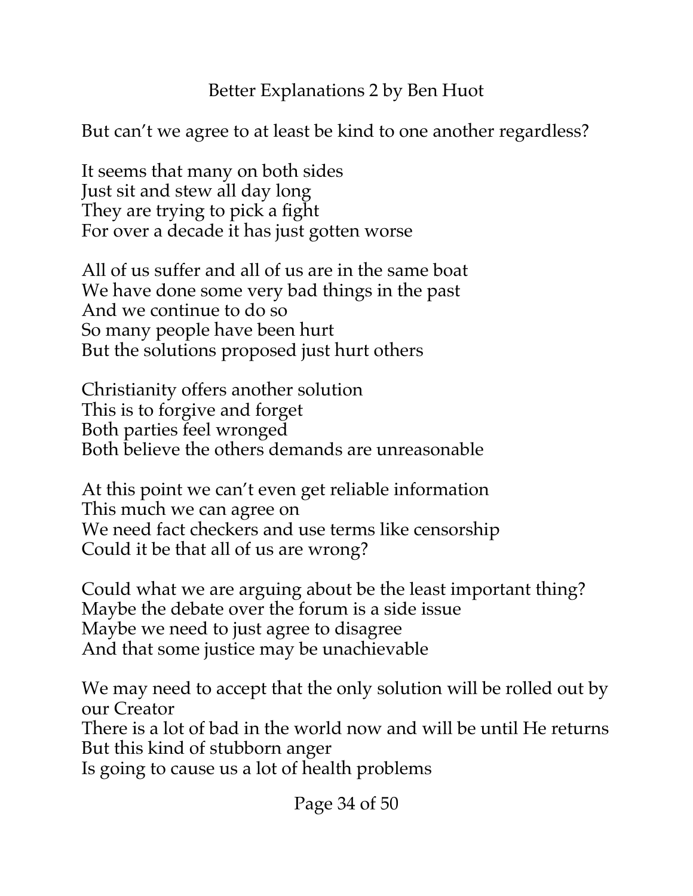But can't we agree to at least be kind to one another regardless?

It seems that many on both sides
Just sit and stew all day long
They are trying to pick a fight
For over a decade it has just gotten worse

All of us suffer and all of us are in the same boat
We have done some very bad things in the past
And we continue to do so
So many people have been hurt
But the solutions proposed just hurt others

Christianity offers another solution
This is to forgive and forget
Both parties feel wronged
Both believe the others demands are unreasonable

At this point we can't even get reliable information
This much we can agree on
We need fact checkers and use terms like censorship
Could it be that all of us are wrong?

Could what we are arguing about be the least important thing?
Maybe the debate over the forum is a side issue
Maybe we need to just agree to disagree
And that some justice may be unachievable

We may need to accept that the only solution will be rolled out by our Creator
There is a lot of bad in the world now and will be until He returns
But this kind of stubborn anger
Is going to cause us a lot of health problems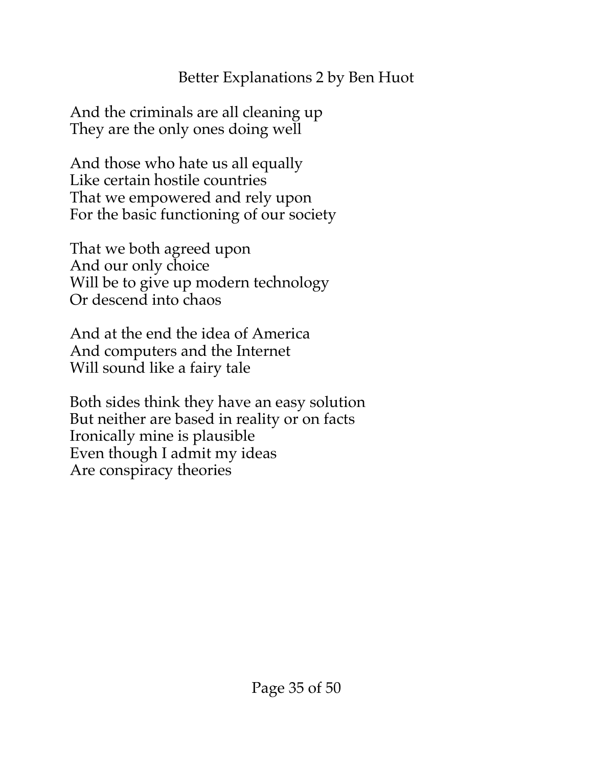And the criminals are all cleaning up
They are the only ones doing well

And those who hate us all equally
Like certain hostile countries
That we empowered and rely upon
For the basic functioning of our society

That we both agreed upon
And our only choice
Will be to give up modern technology
Or descend into chaos

And at the end the idea of America
And computers and the Internet
Will sound like a fairy tale

Both sides think they have an easy solution
But neither are based in reality or on facts
Ironically mine is plausible
Even though I admit my ideas
Are conspiracy theories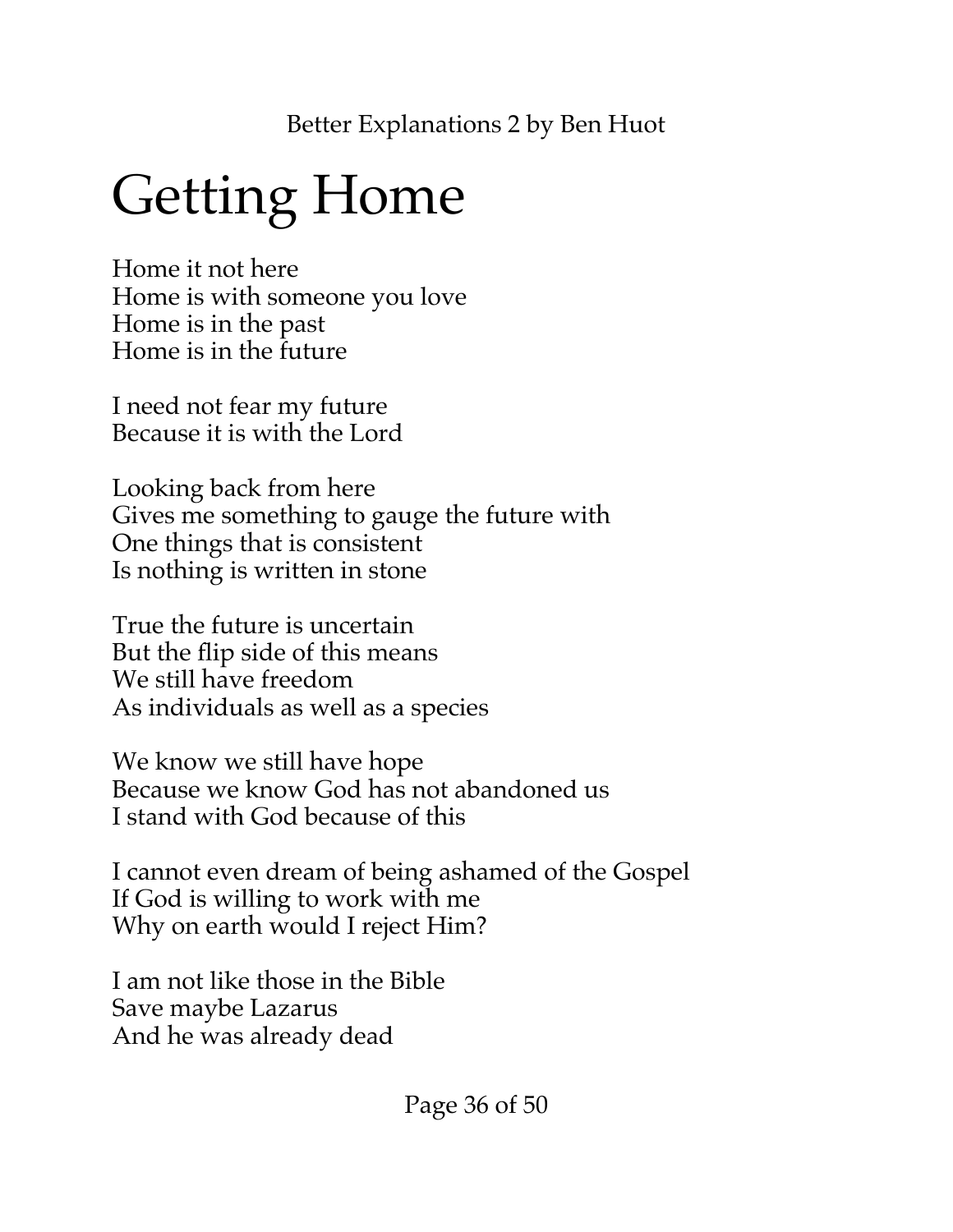# Getting Home

Home it not here  
Home is with someone you love  
Home is in the past  
Home is in the future

I need not fear my future  
Because it is with the Lord

Looking back from here  
Gives me something to gauge the future with  
One things that is consistent  
Is nothing is written in stone

True the future is uncertain  
But the flip side of this means  
We still have freedom  
As individuals as well as a species

We know we still have hope  
Because we know God has not abandoned us  
I stand with God because of this

I cannot even dream of being ashamed of the Gospel  
If God is willing to work with me  
Why on earth would I reject Him?

I am not like those in the Bible  
Save maybe Lazarus  
And he was already dead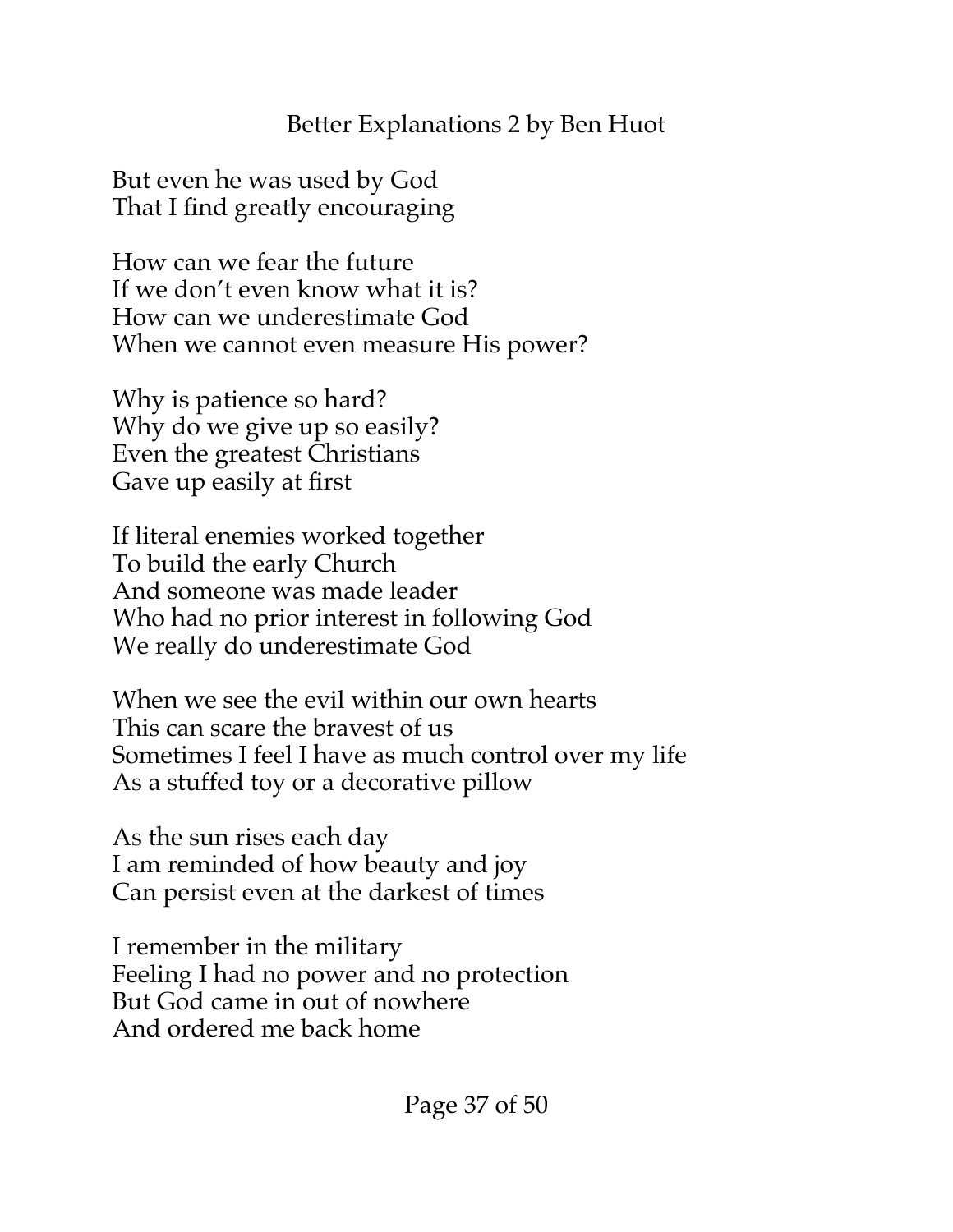But even he was used by God
That I find greatly encouraging

How can we fear the future
If we don't even know what it is?
How can we underestimate God
When we cannot even measure His power?

Why is patience so hard?
Why do we give up so easily?
Even the greatest Christians
Gave up easily at first

If literal enemies worked together
To build the early Church
And someone was made leader
Who had no prior interest in following God
We really do underestimate God

When we see the evil within our own hearts
This can scare the bravest of us
Sometimes I feel I have as much control over my life
As a stuffed toy or a decorative pillow

As the sun rises each day
I am reminded of how beauty and joy
Can persist even at the darkest of times

I remember in the military
Feeling I had no power and no protection
But God came in out of nowhere
And ordered me back home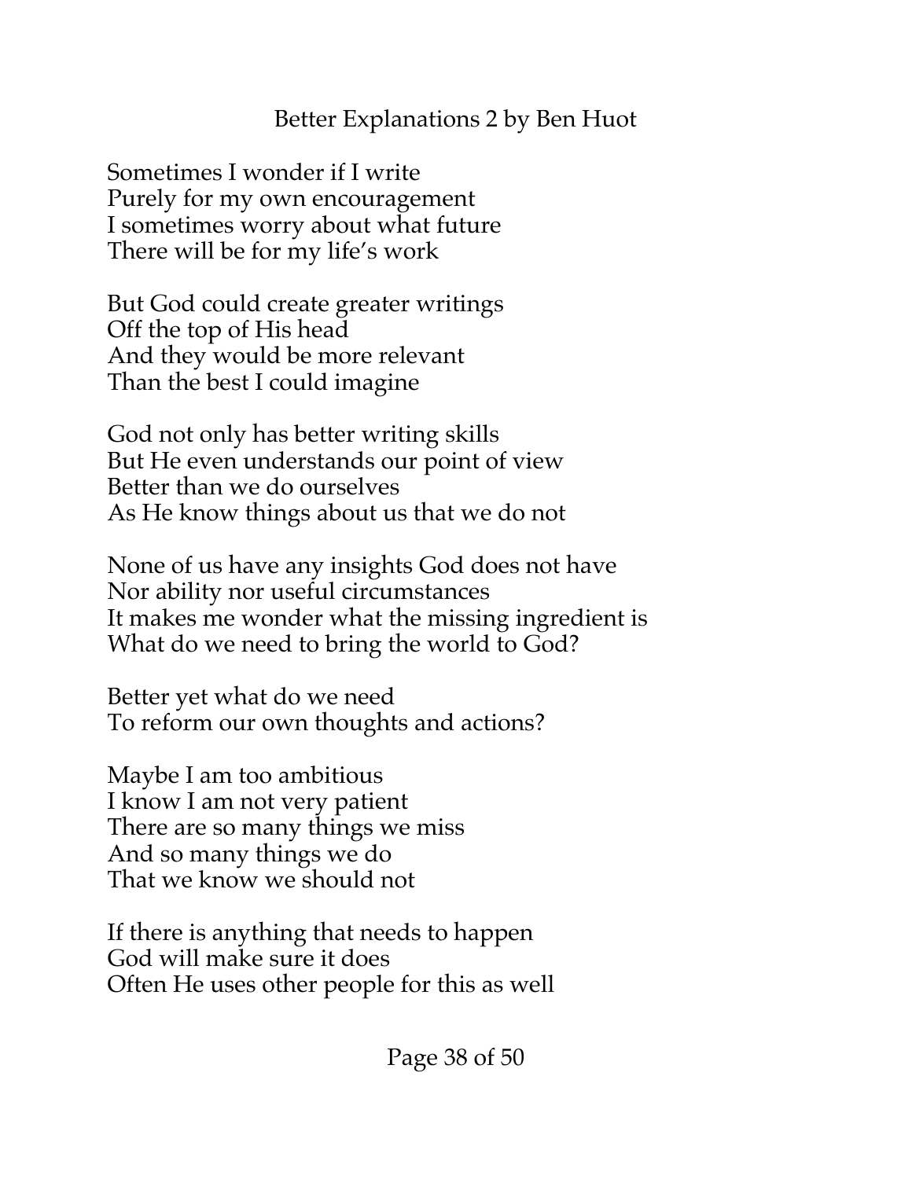Sometimes I wonder if I write  
Purely for my own encouragement  
I sometimes worry about what future  
There will be for my life's work

But God could create greater writings  
Off the top of His head  
And they would be more relevant  
Than the best I could imagine

God not only has better writing skills  
But He even understands our point of view  
Better than we do ourselves  
As He know things about us that we do not

None of us have any insights God does not have  
Nor ability nor useful circumstances  
It makes me wonder what the missing ingredient is  
What do we need to bring the world to God?

Better yet what do we need  
To reform our own thoughts and actions?

Maybe I am too ambitious  
I know I am not very patient  
There are so many things we miss  
And so many things we do  
That we know we should not

If there is anything that needs to happen  
God will make sure it does  
Often He uses other people for this as well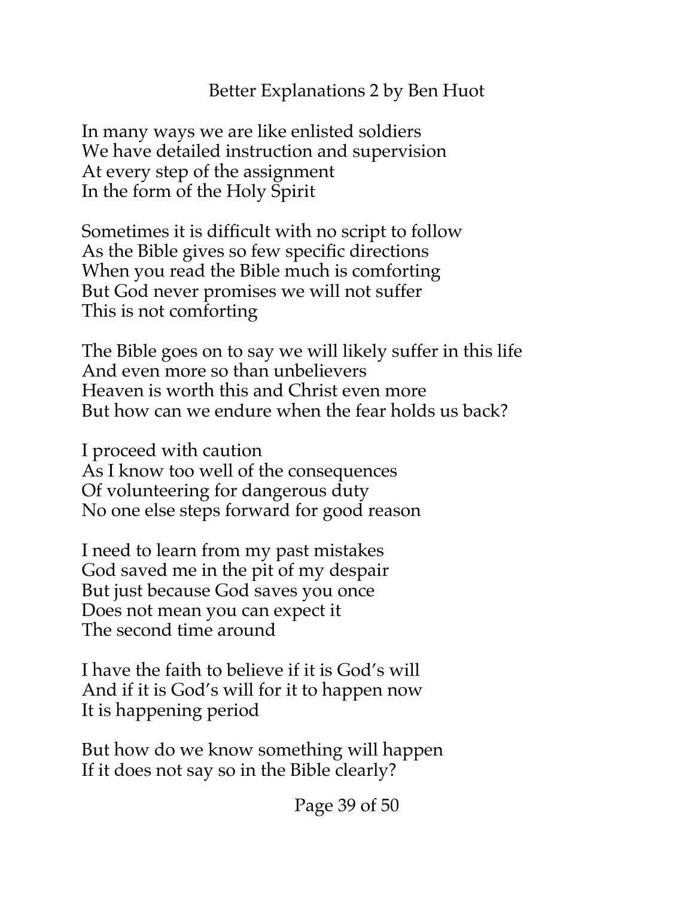Better Explanations 2 by Ben Huot

In many ways we are like enlisted soldiers  
We have detailed instruction and supervision  
At every step of the assignment  
In the form of the Holy Spirit

Sometimes it is difficult with no script to follow  
As the Bible gives so few specific directions  
When you read the Bible much is comforting  
But God never promises we will not suffer  
This is not comforting

The Bible goes on to say we will likely suffer in this life  
And even more so than unbelievers  
Heaven is worth this and Christ even more  
But how can we endure when the fear holds us back?

I proceed with caution  
As I know too well of the consequences  
Of volunteering for dangerous duty  
No one else steps forward for good reason

I need to learn from my past mistakes  
God saved me in the pit of my despair  
But just because God saves you once  
Does not mean you can expect it  
The second time around

I have the faith to believe if it is God's will  
And if it is God's will for it to happen now  
It is happening period

But how do we know something will happen  
If it does not say so in the Bible clearly?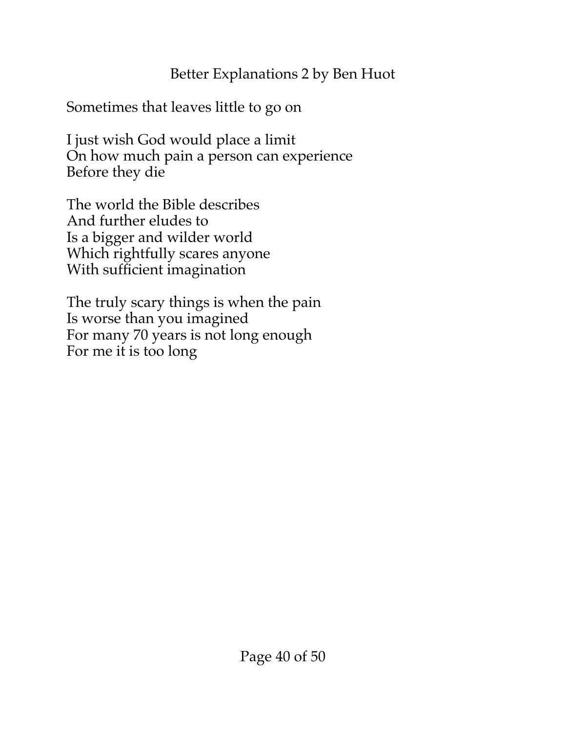Sometimes that leaves little to go on

I just wish God would place a limit  
On how much pain a person can experience  
Before they die

The world the Bible describes  
And further eludes to  
Is a bigger and wilder world  
Which rightfully scares anyone  
With sufficient imagination

The truly scary things is when the pain  
Is worse than you imagined  
For many 70 years is not long enough  
For me it is too long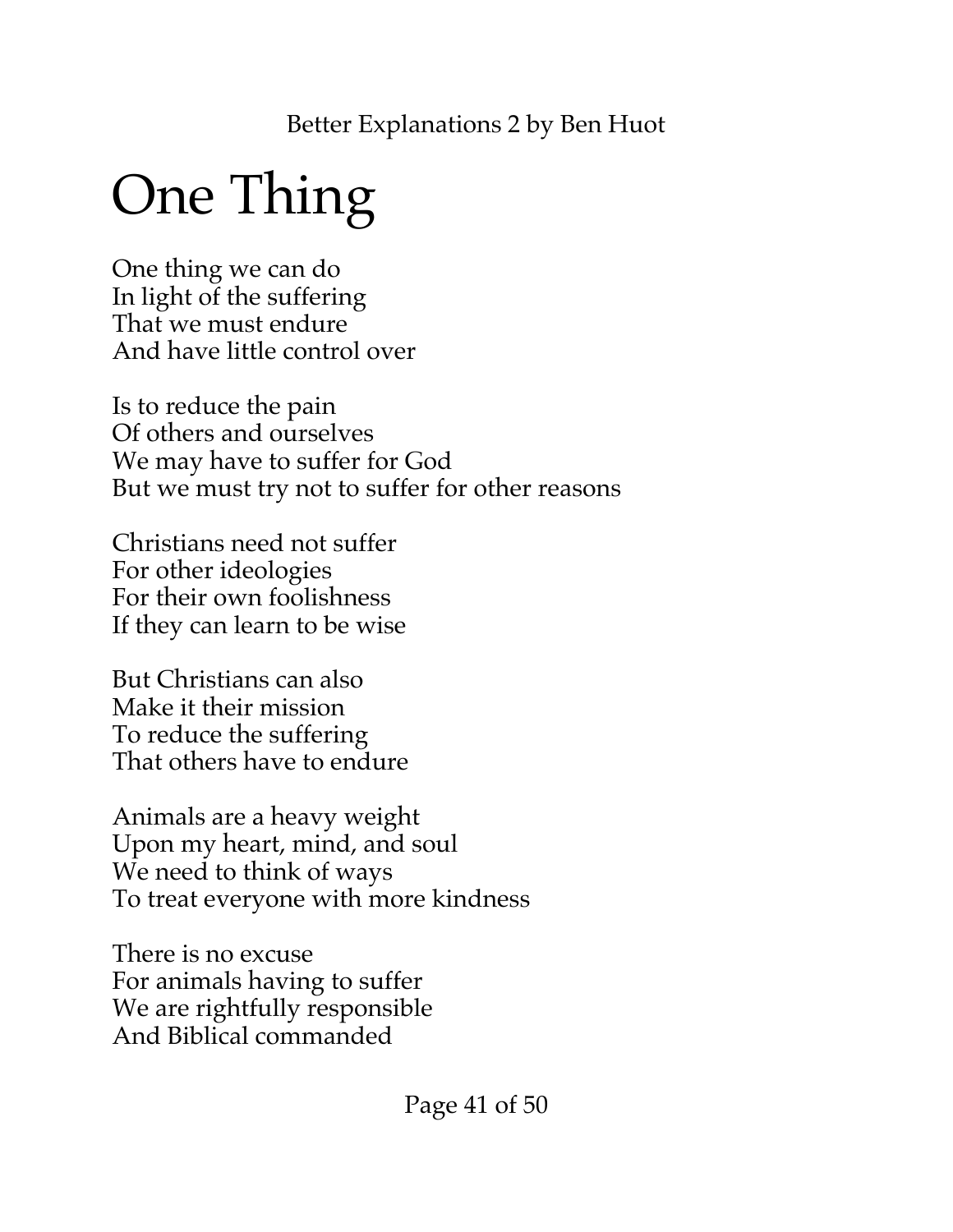# One Thing

One thing we can do
In light of the suffering
That we must endure
And have little control over

Is to reduce the pain
Of others and ourselves
We may have to suffer for God
But we must try not to suffer for other reasons

Christians need not suffer
For other ideologies
For their own foolishness
If they can learn to be wise

But Christians can also
Make it their mission
To reduce the suffering
That others have to endure

Animals are a heavy weight
Upon my heart, mind, and soul
We need to think of ways
To treat everyone with more kindness

There is no excuse
For animals having to suffer
We are rightfully responsible
And Biblical commanded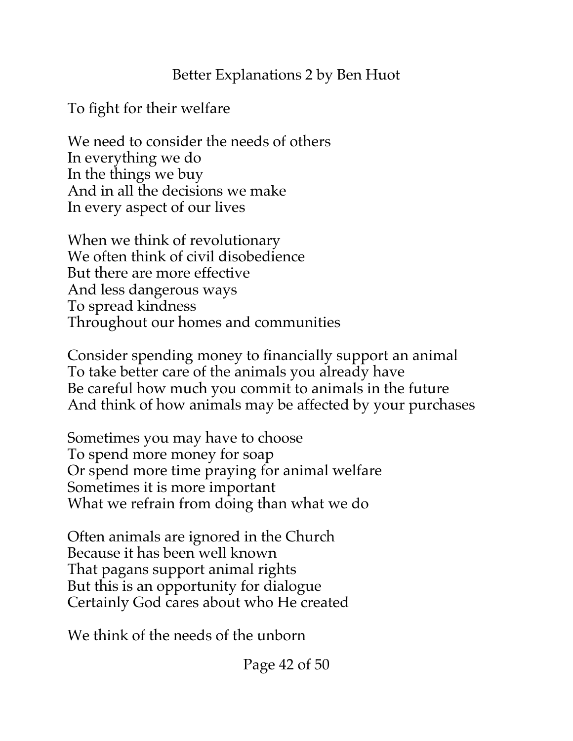To fight for their welfare

We need to consider the needs of others  
In everything we do  
In the things we buy  
And in all the decisions we make  
In every aspect of our lives

When we think of revolutionary  
We often think of civil disobedience  
But there are more effective  
And less dangerous ways  
To spread kindness  
Throughout our homes and communities

Consider spending money to financially support an animal  
To take better care of the animals you already have  
Be careful how much you commit to animals in the future  
And think of how animals may be affected by your purchases

Sometimes you may have to choose  
To spend more money for soap  
Or spend more time praying for animal welfare  
Sometimes it is more important  
What we refrain from doing than what we do

Often animals are ignored in the Church  
Because it has been well known  
That pagans support animal rights  
But this is an opportunity for dialogue  
Certainly God cares about who He created

We think of the needs of the unborn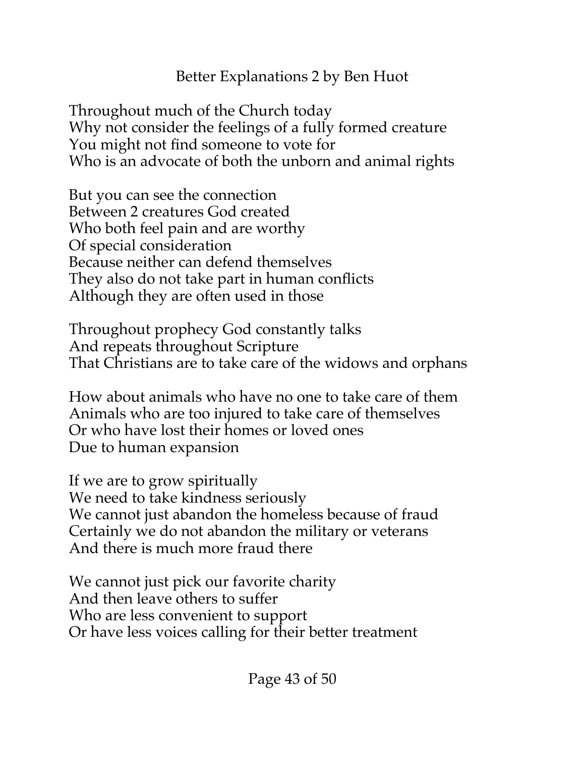Throughout much of the Church today
Why not consider the feelings of a fully formed creature
You might not find someone to vote for
Who is an advocate of both the unborn and animal rights

But you can see the connection
Between 2 creatures God created
Who both feel pain and are worthy
Of special consideration
Because neither can defend themselves
They also do not take part in human conflicts
Although they are often used in those

Throughout prophecy God constantly talks
And repeats throughout Scripture
That Christians are to take care of the widows and orphans

How about animals who have no one to take care of them
Animals who are too injured to take care of themselves
Or who have lost their homes or loved ones
Due to human expansion

If we are to grow spiritually
We need to take kindness seriously
We cannot just abandon the homeless because of fraud
Certainly we do not abandon the military or veterans
And there is much more fraud there

We cannot just pick our favorite charity
And then leave others to suffer
Who are less convenient to support
Or have less voices calling for their better treatment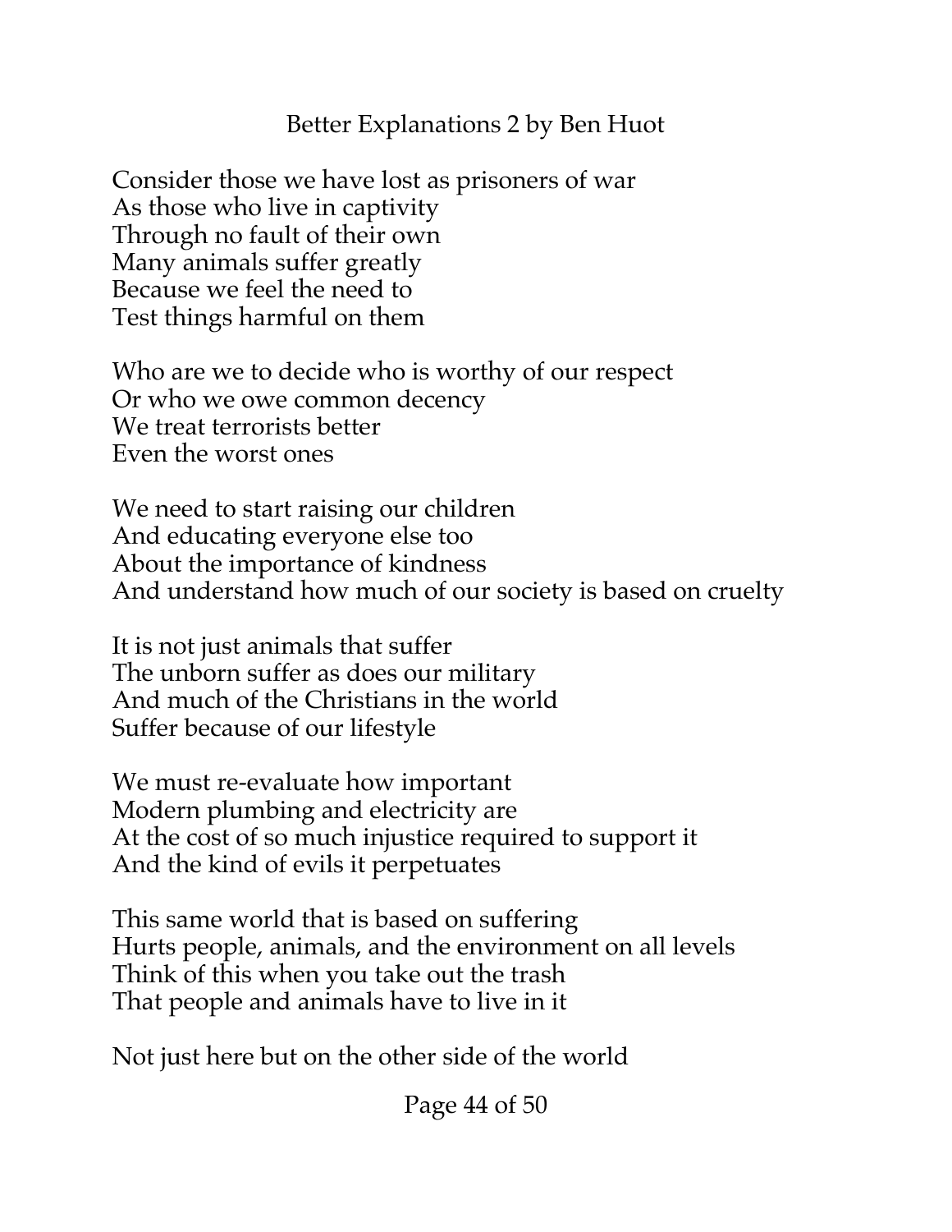Consider those we have lost as prisoners of war
As those who live in captivity
Through no fault of their own
Many animals suffer greatly
Because we feel the need to
Test things harmful on them

Who are we to decide who is worthy of our respect
Or who we owe common decency
We treat terrorists better
Even the worst ones

We need to start raising our children
And educating everyone else too
About the importance of kindness
And understand how much of our society is based on cruelty

It is not just animals that suffer
The unborn suffer as does our military
And much of the Christians in the world
Suffer because of our lifestyle

We must re-evaluate how important
Modern plumbing and electricity are
At the cost of so much injustice required to support it
And the kind of evils it perpetuates

This same world that is based on suffering
Hurts people, animals, and the environment on all levels
Think of this when you take out the trash
That people and animals have to live in it

Not just here but on the other side of the world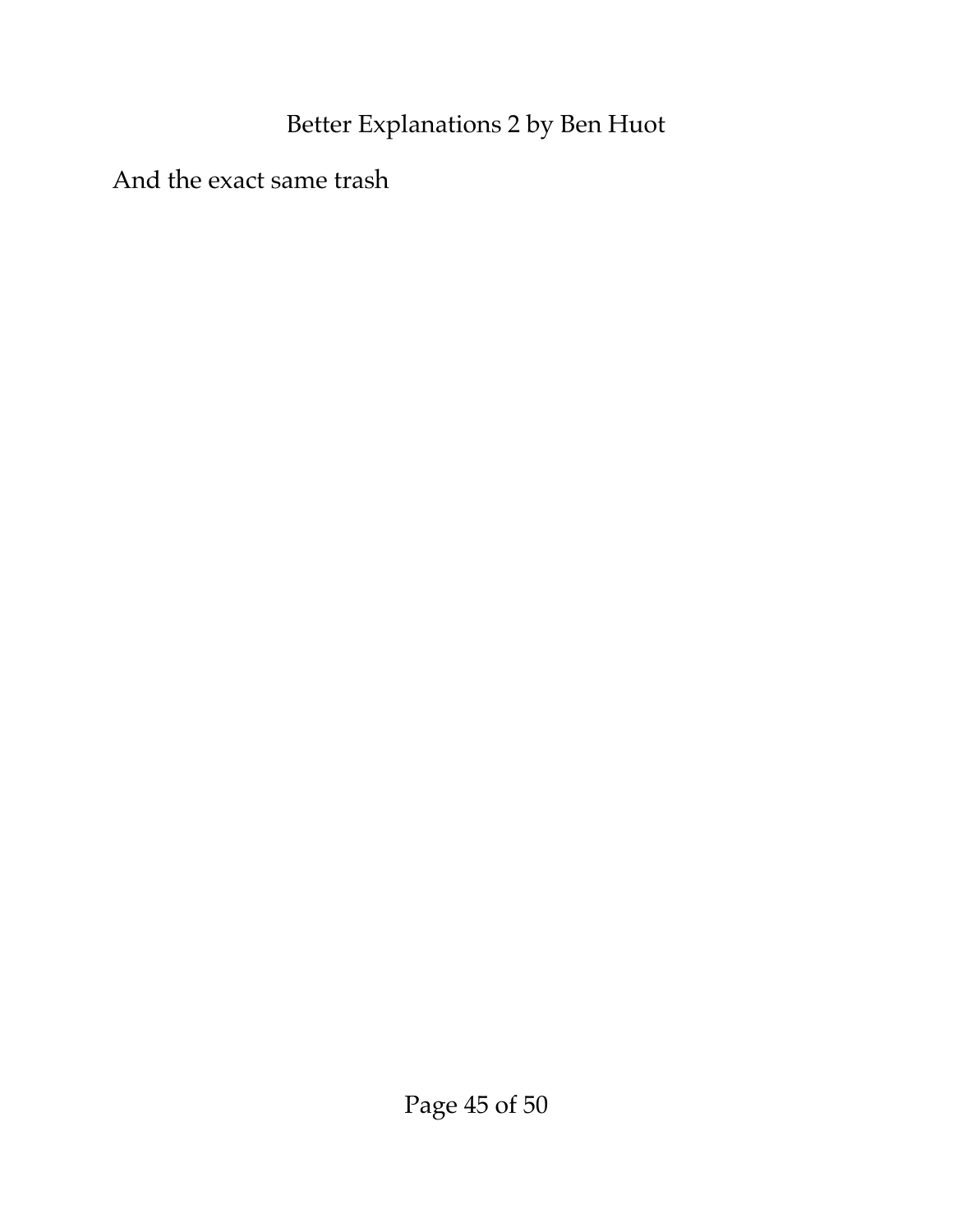And the exact same trash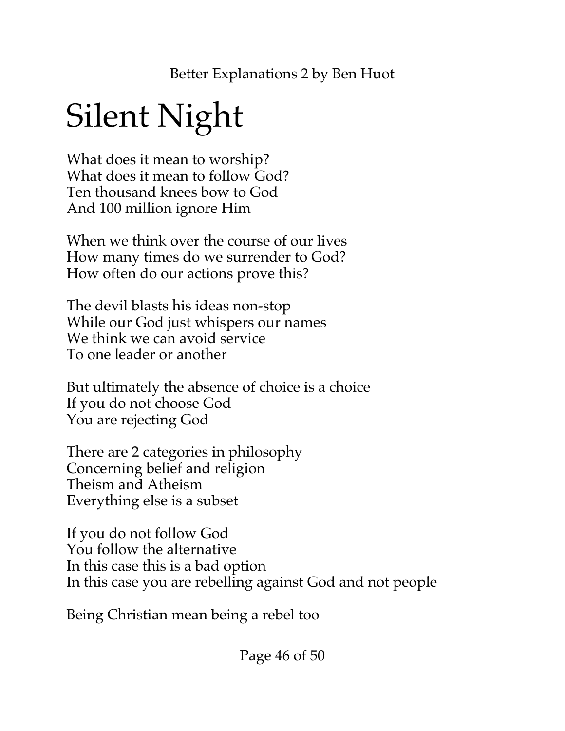# Silent Night

What does it mean to worship?
What does it mean to follow God?
Ten thousand knees bow to God
And 100 million ignore Him

When we think over the course of our lives
How many times do we surrender to God?
How often do our actions prove this?

The devil blasts his ideas non-stop
While our God just whispers our names
We think we can avoid service
To one leader or another

But ultimately the absence of choice is a choice
If you do not choose God
You are rejecting God

There are 2 categories in philosophy
Concerning belief and religion
Theism and Atheism
Everything else is a subset

If you do not follow God
You follow the alternative
In this case this is a bad option
In this case you are rebelling against God and not people

Being Christian mean being a rebel too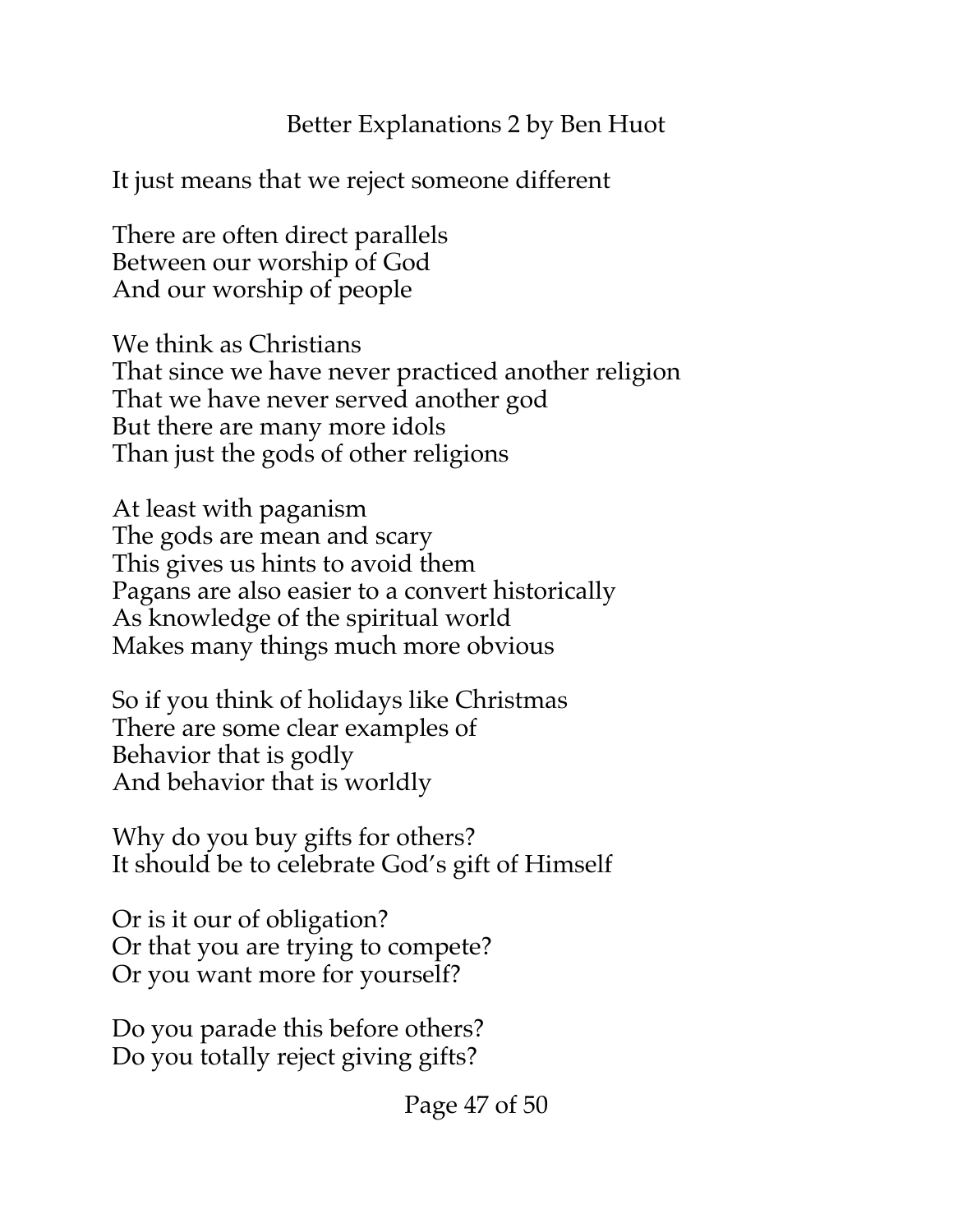It just means that we reject someone different

There are often direct parallels
Between our worship of God
And our worship of people

We think as Christians
That since we have never practiced another religion
That we have never served another god
But there are many more idols
Than just the gods of other religions

At least with paganism
The gods are mean and scary
This gives us hints to avoid them
Pagans are also easier to a convert historically
As knowledge of the spiritual world
Makes many things much more obvious

So if you think of holidays like Christmas
There are some clear examples of
Behavior that is godly
And behavior that is worldly

Why do you buy gifts for others?
It should be to celebrate God's gift of Himself

Or is it our of obligation?
Or that you are trying to compete?
Or you want more for yourself?

Do you parade this before others?
Do you totally reject giving gifts?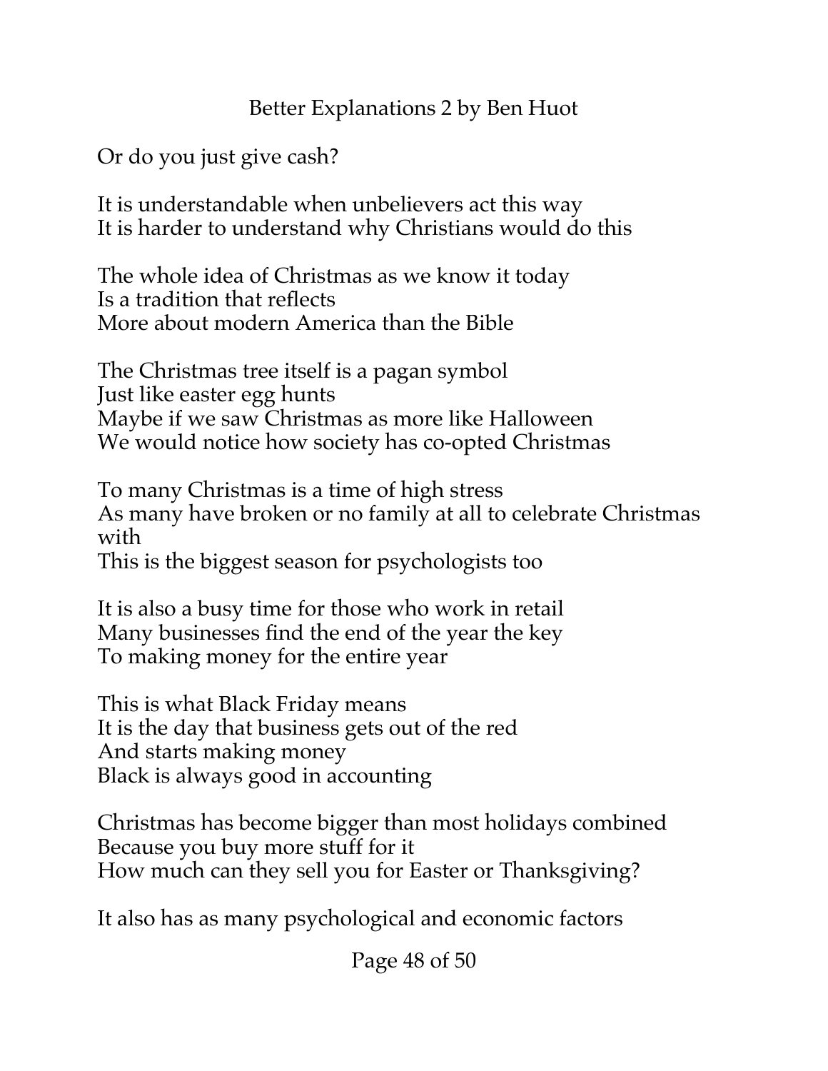Or do you just give cash?

It is understandable when unbelievers act this way
It is harder to understand why Christians would do this

The whole idea of Christmas as we know it today
Is a tradition that reflects
More about modern America than the Bible

The Christmas tree itself is a pagan symbol
Just like easter egg hunts
Maybe if we saw Christmas as more like Halloween
We would notice how society has co-opted Christmas

To many Christmas is a time of high stress
As many have broken or no family at all to celebrate Christmas with
This is the biggest season for psychologists too

It is also a busy time for those who work in retail
Many businesses find the end of the year the key
To making money for the entire year

This is what Black Friday means
It is the day that business gets out of the red
And starts making money
Black is always good in accounting

Christmas has become bigger than most holidays combined
Because you buy more stuff for it
How much can they sell you for Easter or Thanksgiving?

It also has as many psychological and economic factors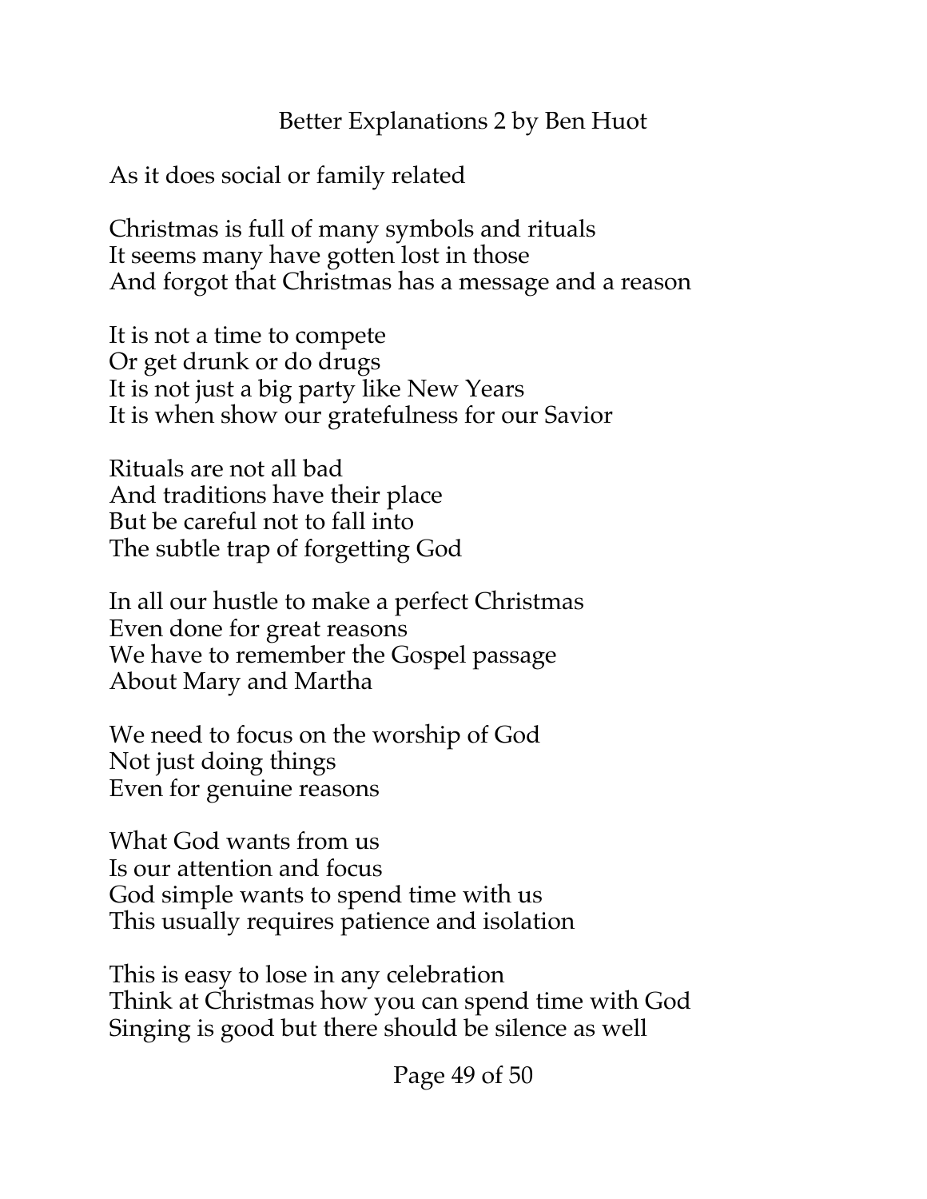As it does social or family related

Christmas is full of many symbols and rituals  
It seems many have gotten lost in those  
And forgot that Christmas has a message and a reason

It is not a time to compete  
Or get drunk or do drugs  
It is not just a big party like New Years  
It is when show our gratefulness for our Savior

Rituals are not all bad  
And traditions have their place  
But be careful not to fall into  
The subtle trap of forgetting God

In all our hustle to make a perfect Christmas  
Even done for great reasons  
We have to remember the Gospel passage  
About Mary and Martha

We need to focus on the worship of God  
Not just doing things  
Even for genuine reasons

What God wants from us  
Is our attention and focus  
God simple wants to spend time with us  
This usually requires patience and isolation

This is easy to lose in any celebration  
Think at Christmas how you can spend time with God  
Singing is good but there should be silence as well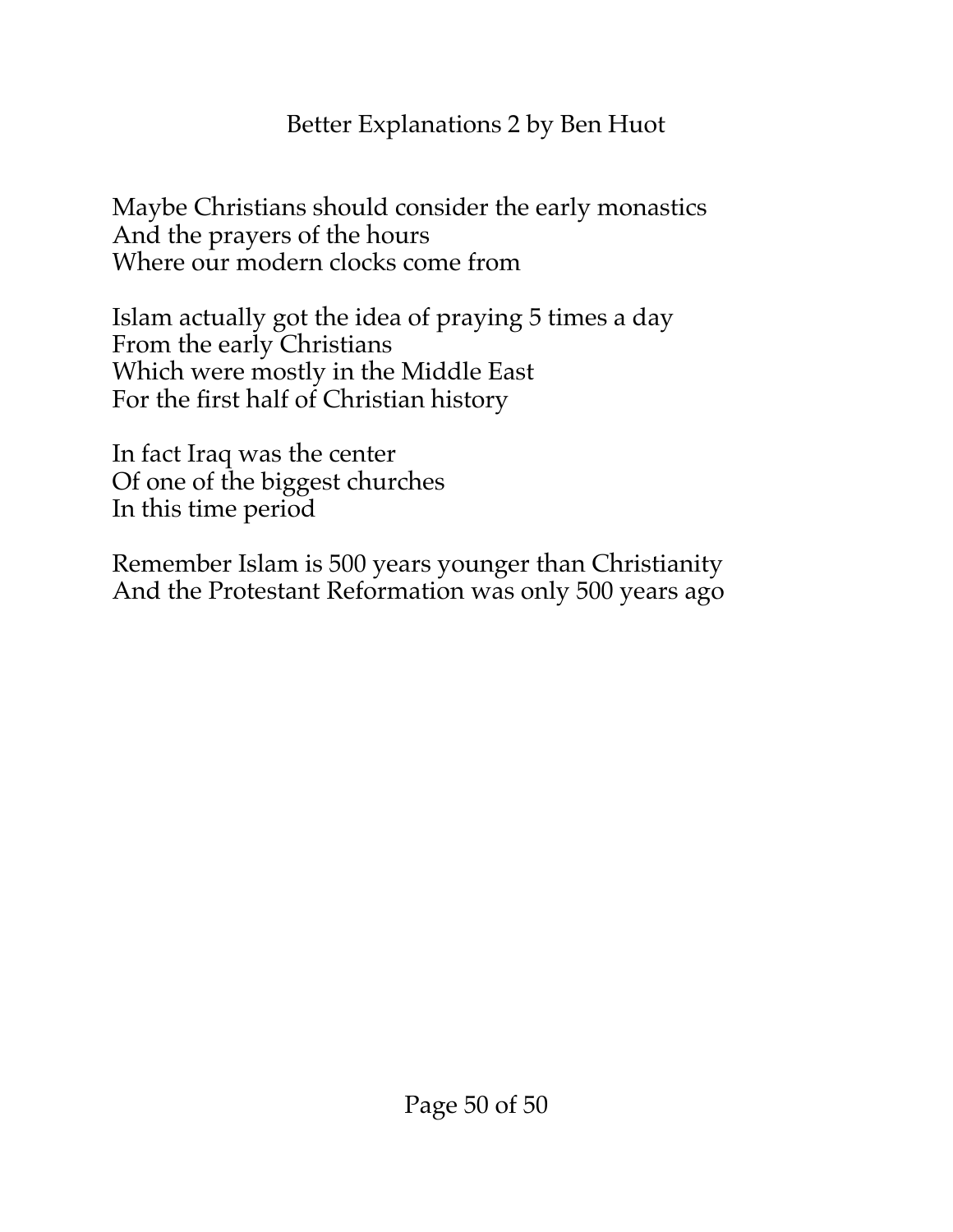Maybe Christians should consider the early monastics
And the prayers of the hours
Where our modern clocks come from

Islam actually got the idea of praying 5 times a day
From the early Christians
Which were mostly in the Middle East
For the first half of Christian history

In fact Iraq was the center
Of one of the biggest churches
In this time period

Remember Islam is 500 years younger than Christianity
And the Protestant Reformation was only 500 years ago